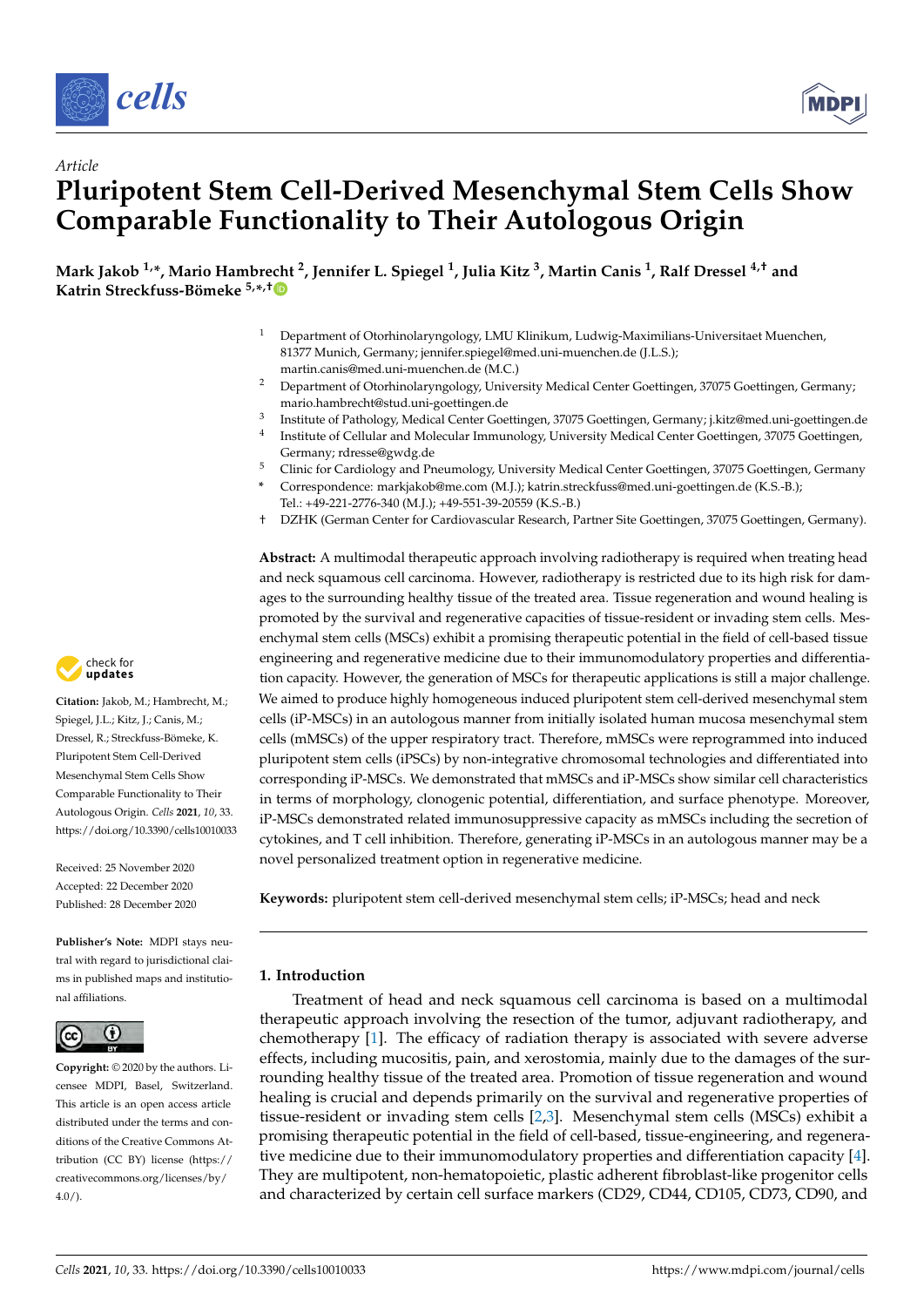Article

# Pluripotent Stem Cell-Derived Mesenchymal Stem Cells Show Comparable Functionality to Their Autologous Origin

**Mark Jakob [1,*], Mario Hambrecht [2], Jennifer L. Spiegel [1], Julia Kitz [3], Martin Canis [1], Ralf Dressel [4,†] and Katrin Streckfuss-Bömeke [5,*,†]**

[1] Department of Otorhinolaryngology, LMU Klinikum, Ludwig-Maximilians-Universitaet Muenchen, 81377 Munich, Germany; jennifer.spiegel@med.uni-muenchen.de (J.L.S.); martin.canis@med.uni-muenchen.de (M.C.)
[2] Department of Otorhinolaryngology, University Medical Center Goettingen, 37075 Goettingen, Germany; mario.hambrecht@stud.uni-goettingen.de
[3] Institute of Pathology, Medical Center Goettingen, 37075 Goettingen, Germany; j.kitz@med.uni-goettingen.de
[4] Institute of Cellular and Molecular Immunology, University Medical Center Goettingen, 37075 Goettingen, Germany; rdresse@gwdg.de
[5] Clinic for Cardiology and Pneumology, University Medical Center Goettingen, 37075 Goettingen, Germany
\* Correspondence: markjakob@me.com (M.J.); katrin.streckfuss@med.uni-goettingen.de (K.S.-B.); Tel.: +49-221-2776-340 (M.J.); +49-551-39-20559 (K.S.-B.)
† DZHK (German Center for Cardiovascular Research, Partner Site Goettingen, 37075 Goettingen, Germany).

**Abstract:** A multimodal therapeutic approach involving radiotherapy is required when treating head and neck squamous cell carcinoma. However, radiotherapy is restricted due to its high risk for damages to the surrounding healthy tissue of the treated area. Tissue regeneration and wound healing is promoted by the survival and regenerative capacities of tissue-resident or invading stem cells. Mesenchymal stem cells (MSCs) exhibit a promising therapeutic potential in the field of cell-based tissue engineering and regenerative medicine due to their immunomodulatory properties and differentiation capacity. However, the generation of MSCs for therapeutic applications is still a major challenge. We aimed to produce highly homogeneous induced pluripotent stem cell-derived mesenchymal stem cells (iP-MSCs) in an autologous manner from initially isolated human mucosa mesenchymal stem cells (mMSCs) of the upper respiratory tract. Therefore, mMSCs were reprogrammed into induced pluripotent stem cells (iPSCs) by non-integrative chromosomal technologies and differentiated into corresponding iP-MSCs. We demonstrated that mMSCs and iP-MSCs show similar cell characteristics in terms of morphology, clonogenic potential, differentiation, and surface phenotype. Moreover, iP-MSCs demonstrated related immunosuppressive capacity as mMSCs including the secretion of cytokines, and T cell inhibition. Therefore, generating iP-MSCs in an autologous manner may be a novel personalized treatment option in regenerative medicine.

**Keywords:** pluripotent stem cell-derived mesenchymal stem cells; iP-MSCs; head and neck

**Citation:** Jakob, M.; Hambrecht, M.; Spiegel, J.L.; Kitz, J.; Canis, M.; Dressel, R.; Streckfuss-Bömeke, K. Pluripotent Stem Cell-Derived Mesenchymal Stem Cells Show Comparable Functionality to Their Autologous Origin. *Cells* **2021**, *10*, 33. https://doi.org/10.3390/cells10010033

Received: 25 November 2020
Accepted: 22 December 2020
Published: 28 December 2020

**Publisher's Note:** MDPI stays neutral with regard to jurisdictional claims in published maps and institutional affiliations.

**Copyright:** © 2020 by the authors. Licensee MDPI, Basel, Switzerland. This article is an open access article distributed under the terms and conditions of the Creative Commons Attribution (CC BY) license (https://creativecommons.org/licenses/by/4.0/).

## 1. Introduction

Treatment of head and neck squamous cell carcinoma is based on a multimodal therapeutic approach involving the resection of the tumor, adjuvant radiotherapy, and chemotherapy [1]. The efficacy of radiation therapy is associated with severe adverse effects, including mucositis, pain, and xerostomia, mainly due to the damages of the surrounding healthy tissue of the treated area. Promotion of tissue regeneration and wound healing is crucial and depends primarily on the survival and regenerative properties of tissue-resident or invading stem cells [2,3]. Mesenchymal stem cells (MSCs) exhibit a promising therapeutic potential in the field of cell-based, tissue-engineering, and regenerative medicine due to their immunomodulatory properties and differentiation capacity [4]. They are multipotent, non-hematopoietic, plastic adherent fibroblast-like progenitor cells and characterized by certain cell surface markers (CD29, CD44, CD105, CD73, CD90, and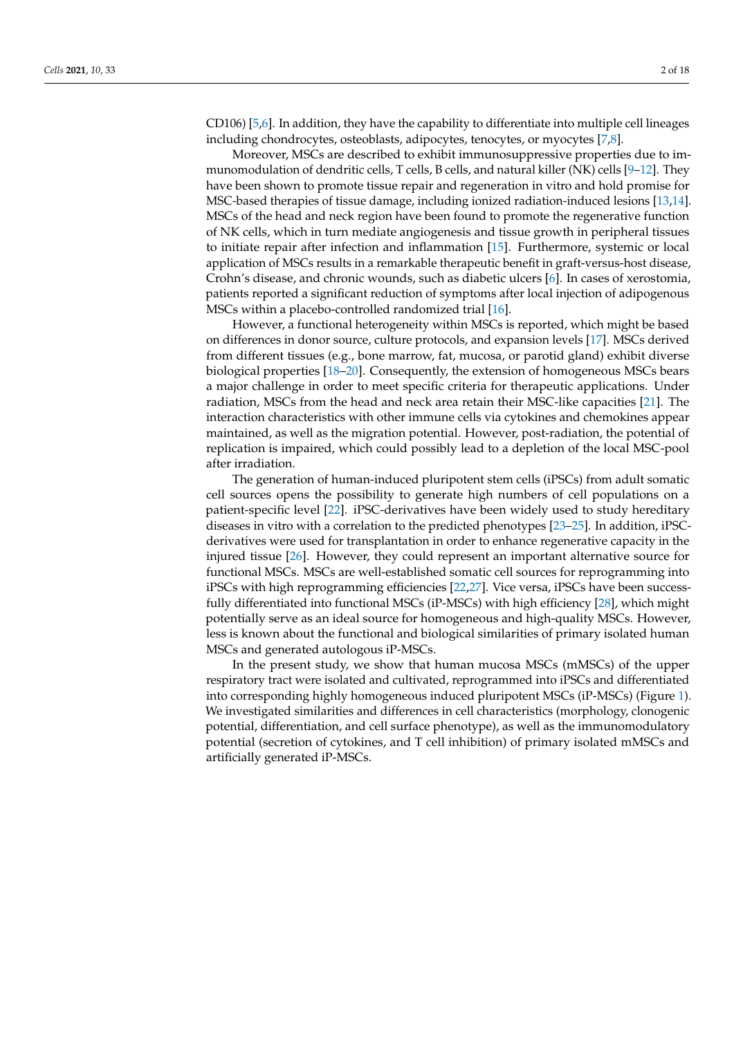CD106) [5,6]. In addition, they have the capability to differentiate into multiple cell lineages including chondrocytes, osteoblasts, adipocytes, tenocytes, or myocytes [7,8].

Moreover, MSCs are described to exhibit immunosuppressive properties due to immunomodulation of dendritic cells, T cells, B cells, and natural killer (NK) cells [9–12]. They have been shown to promote tissue repair and regeneration in vitro and hold promise for MSC-based therapies of tissue damage, including ionized radiation-induced lesions [13,14]. MSCs of the head and neck region have been found to promote the regenerative function of NK cells, which in turn mediate angiogenesis and tissue growth in peripheral tissues to initiate repair after infection and inflammation [15]. Furthermore, systemic or local application of MSCs results in a remarkable therapeutic benefit in graft-versus-host disease, Crohn's disease, and chronic wounds, such as diabetic ulcers [6]. In cases of xerostomia, patients reported a significant reduction of symptoms after local injection of adipogenous MSCs within a placebo-controlled randomized trial [16].

However, a functional heterogeneity within MSCs is reported, which might be based on differences in donor source, culture protocols, and expansion levels [17]. MSCs derived from different tissues (e.g., bone marrow, fat, mucosa, or parotid gland) exhibit diverse biological properties [18–20]. Consequently, the extension of homogeneous MSCs bears a major challenge in order to meet specific criteria for therapeutic applications. Under radiation, MSCs from the head and neck area retain their MSC-like capacities [21]. The interaction characteristics with other immune cells via cytokines and chemokines appear maintained, as well as the migration potential. However, post-radiation, the potential of replication is impaired, which could possibly lead to a depletion of the local MSC-pool after irradiation.

The generation of human-induced pluripotent stem cells (iPSCs) from adult somatic cell sources opens the possibility to generate high numbers of cell populations on a patient-specific level [22]. iPSC-derivatives have been widely used to study hereditary diseases in vitro with a correlation to the predicted phenotypes [23–25]. In addition, iPSC-derivatives were used for transplantation in order to enhance regenerative capacity in the injured tissue [26]. However, they could represent an important alternative source for functional MSCs. MSCs are well-established somatic cell sources for reprogramming into iPSCs with high reprogramming efficiencies [22,27]. Vice versa, iPSCs have been successfully differentiated into functional MSCs (iP-MSCs) with high efficiency [28], which might potentially serve as an ideal source for homogeneous and high-quality MSCs. However, less is known about the functional and biological similarities of primary isolated human MSCs and generated autologous iP-MSCs.

In the present study, we show that human mucosa MSCs (mMSCs) of the upper respiratory tract were isolated and cultivated, reprogrammed into iPSCs and differentiated into corresponding highly homogeneous induced pluripotent MSCs (iP-MSCs) (Figure 1). We investigated similarities and differences in cell characteristics (morphology, clonogenic potential, differentiation, and cell surface phenotype), as well as the immunomodulatory potential (secretion of cytokines, and T cell inhibition) of primary isolated mMSCs and artificially generated iP-MSCs.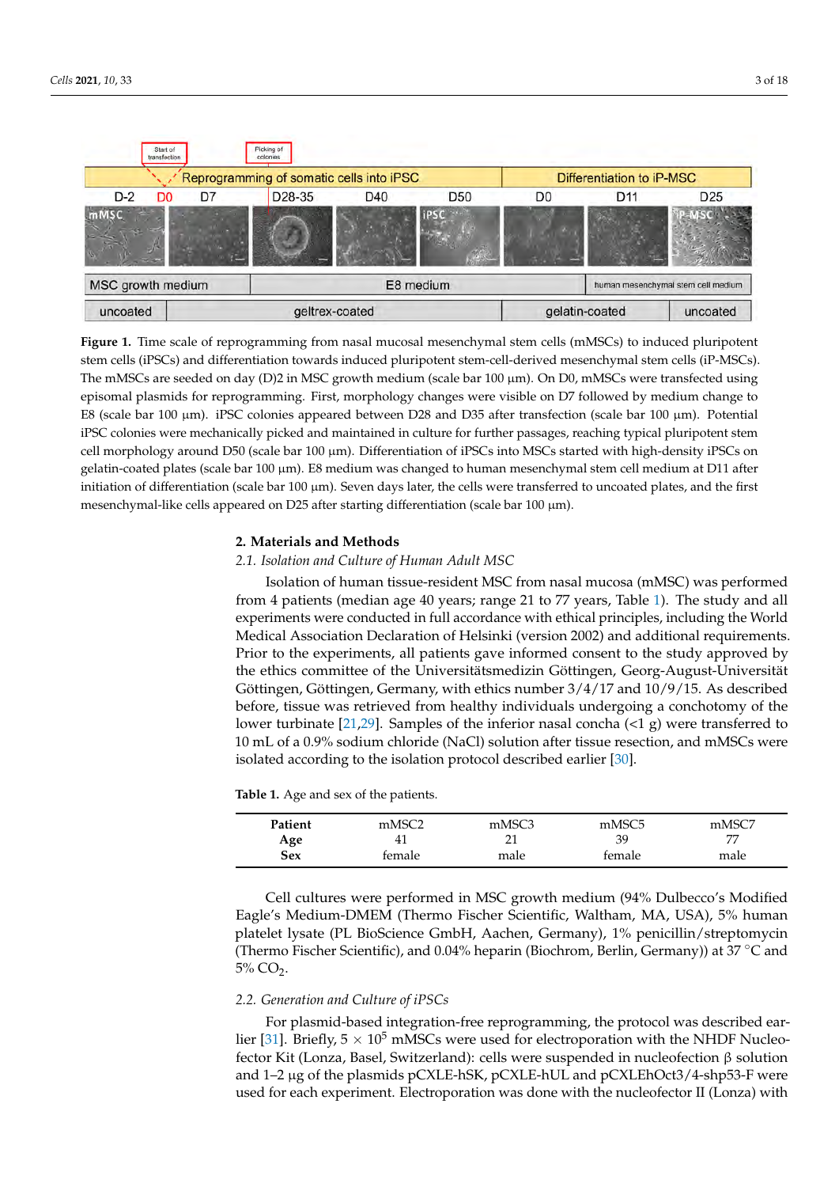**Figure 1.** Time scale of reprogramming from nasal mucosal mesenchymal stem cells (mMSCs) to induced pluripotent stem cells (iPSCs) and differentiation towards induced pluripotent stem-cell-derived mesenchymal stem cells (iP-MSCs). The mMSCs are seeded on day (D)2 in MSC growth medium (scale bar 100 µm). On D0, mMSCs were transfected using episomal plasmids for reprogramming. First, morphology changes were visible on D7 followed by medium change to E8 (scale bar 100 µm). iPSC colonies appeared between D28 and D35 after transfection (scale bar 100 µm). Potential iPSC colonies were mechanically picked and maintained in culture for further passages, reaching typical pluripotent stem cell morphology around D50 (scale bar 100 µm). Differentiation of iPSCs into MSCs started with high-density iPSCs on gelatin-coated plates (scale bar 100 µm). E8 medium was changed to human mesenchymal stem cell medium at D11 after initiation of differentiation (scale bar 100 µm). Seven days later, the cells were transferred to uncoated plates, and the first mesenchymal-like cells appeared on D25 after starting differentiation (scale bar 100 µm).

## 2. Materials and Methods

### *2.1. Isolation and Culture of Human Adult MSC*

Isolation of human tissue-resident MSC from nasal mucosa (mMSC) was performed from 4 patients (median age 40 years; range 21 to 77 years, Table 1). The study and all experiments were conducted in full accordance with ethical principles, including the World Medical Association Declaration of Helsinki (version 2002) and additional requirements. Prior to the experiments, all patients gave informed consent to the study approved by the ethics committee of the Universitätsmedizin Göttingen, Georg-August-Universität Göttingen, Göttingen, Germany, with ethics number 3/4/17 and 10/9/15. As described before, tissue was retrieved from healthy individuals undergoing a conchotomy of the lower turbinate [21,29]. Samples of the inferior nasal concha (<1 g) were transferred to 10 mL of a 0.9% sodium chloride (NaCl) solution after tissue resection, and mMSCs were isolated according to the isolation protocol described earlier [30].

**Table 1.** Age and sex of the patients.

| Patient | mMSC2 | mMSC3 | mMSC5 | mMSC7 |
|---|---|---|---|---|
| **Age** | 41 | 21 | 39 | 77 |
| **Sex** | female | male | female | male |

Cell cultures were performed in MSC growth medium (94% Dulbecco's Modified Eagle's Medium-DMEM (Thermo Fischer Scientific, Waltham, MA, USA), 5% human platelet lysate (PL BioScience GmbH, Aachen, Germany), 1% penicillin/streptomycin (Thermo Fischer Scientific), and 0.04% heparin (Biochrom, Berlin, Germany)) at 37 °C and 5% $CO_2$.

### *2.2. Generation and Culture of iPSCs*

For plasmid-based integration-free reprogramming, the protocol was described earlier [31]. Briefly, $5 \times 10^5$ mMSCs were used for electroporation with the NHDF Nucleofector Kit (Lonza, Basel, Switzerland): cells were suspended in nucleofection β solution and 1–2 µg of the plasmids pCXLE-hSK, pCXLE-hUL and pCXLEhOct3/4-shp53-F were used for each experiment. Electroporation was done with the nucleofector II (Lonza) with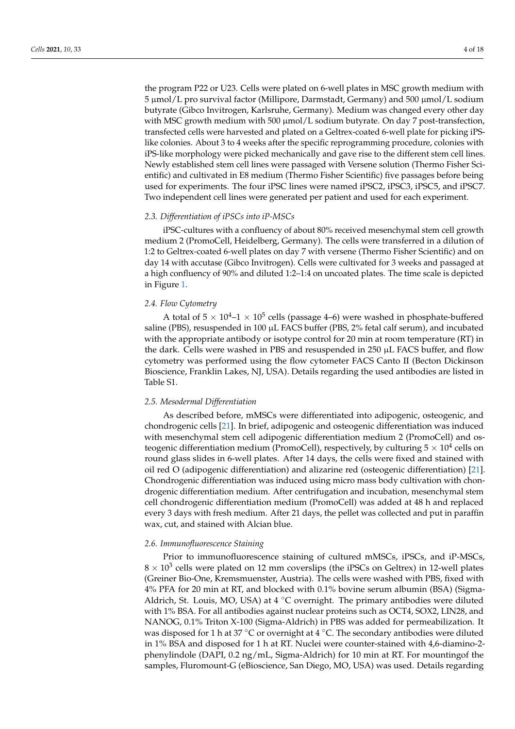the program P22 or U23. Cells were plated on 6-well plates in MSC growth medium with 5 µmol/L pro survival factor (Millipore, Darmstadt, Germany) and 500 µmol/L sodium butyrate (Gibco Invitrogen, Karlsruhe, Germany). Medium was changed every other day with MSC growth medium with 500 µmol/L sodium butyrate. On day 7 post-transfection, transfected cells were harvested and plated on a Geltrex-coated 6-well plate for picking iPS-like colonies. About 3 to 4 weeks after the specific reprogramming procedure, colonies with iPS-like morphology were picked mechanically and gave rise to the different stem cell lines. Newly established stem cell lines were passaged with Versene solution (Thermo Fisher Scientific) and cultivated in E8 medium (Thermo Fisher Scientific) five passages before being used for experiments. The four iPSC lines were named iPSC2, iPSC3, iPSC5, and iPSC7. Two independent cell lines were generated per patient and used for each experiment.

### *2.3. Differentiation of iPSCs into iP-MSCs*

iPSC-cultures with a confluency of about 80% received mesenchymal stem cell growth medium 2 (PromoCell, Heidelberg, Germany). The cells were transferred in a dilution of 1:2 to Geltrex-coated 6-well plates on day 7 with versene (Thermo Fisher Scientific) and on day 14 with accutase (Gibco Invitrogen). Cells were cultivated for 3 weeks and passaged at a high confluency of 90% and diluted 1:2–1:4 on uncoated plates. The time scale is depicted in Figure 1.

### *2.4. Flow Cytometry*

A total of $5 \times 10^4$–$1 \times 10^5$ cells (passage 4–6) were washed in phosphate-buffered saline (PBS), resuspended in 100 µL FACS buffer (PBS, 2% fetal calf serum), and incubated with the appropriate antibody or isotype control for 20 min at room temperature (RT) in the dark. Cells were washed in PBS and resuspended in 250 µL FACS buffer, and flow cytometry was performed using the flow cytometer FACS Canto II (Becton Dickinson Bioscience, Franklin Lakes, NJ, USA). Details regarding the used antibodies are listed in Table S1.

### *2.5. Mesodermal Differentiation*

As described before, mMSCs were differentiated into adipogenic, osteogenic, and chondrogenic cells [21]. In brief, adipogenic and osteogenic differentiation was induced with mesenchymal stem cell adipogenic differentiation medium 2 (PromoCell) and osteogenic differentiation medium (PromoCell), respectively, by culturing $5 \times 10^4$ cells on round glass slides in 6-well plates. After 14 days, the cells were fixed and stained with oil red O (adipogenic differentiation) and alizarine red (osteogenic differentiation) [21]. Chondrogenic differentiation was induced using micro mass body cultivation with chondrogenic differentiation medium. After centrifugation and incubation, mesenchymal stem cell chondrogenic differentiation medium (PromoCell) was added at 48 h and replaced every 3 days with fresh medium. After 21 days, the pellet was collected and put in paraffin wax, cut, and stained with Alcian blue.

### *2.6. Immunofluorescence Staining*

Prior to immunofluorescence staining of cultured mMSCs, iPSCs, and iP-MSCs, $8 \times 10^3$ cells were plated on 12 mm coverslips (the iPSCs on Geltrex) in 12-well plates (Greiner Bio-One, Kremsmuenster, Austria). The cells were washed with PBS, fixed with 4% PFA for 20 min at RT, and blocked with 0.1% bovine serum albumin (BSA) (Sigma-Aldrich, St. Louis, MO, USA) at 4 °C overnight. The primary antibodies were diluted with 1% BSA. For all antibodies against nuclear proteins such as OCT4, SOX2, LIN28, and NANOG, 0.1% Triton X-100 (Sigma-Aldrich) in PBS was added for permeabilization. It was disposed for 1 h at 37 °C or overnight at 4 °C. The secondary antibodies were diluted in 1% BSA and disposed for 1 h at RT. Nuclei were counter-stained with 4,6-diamino-2-phenylindole (DAPI, 0.2 ng/mL, Sigma-Aldrich) for 10 min at RT. For mountingof the samples, Fluromount-G (eBioscience, San Diego, MO, USA) was used. Details regarding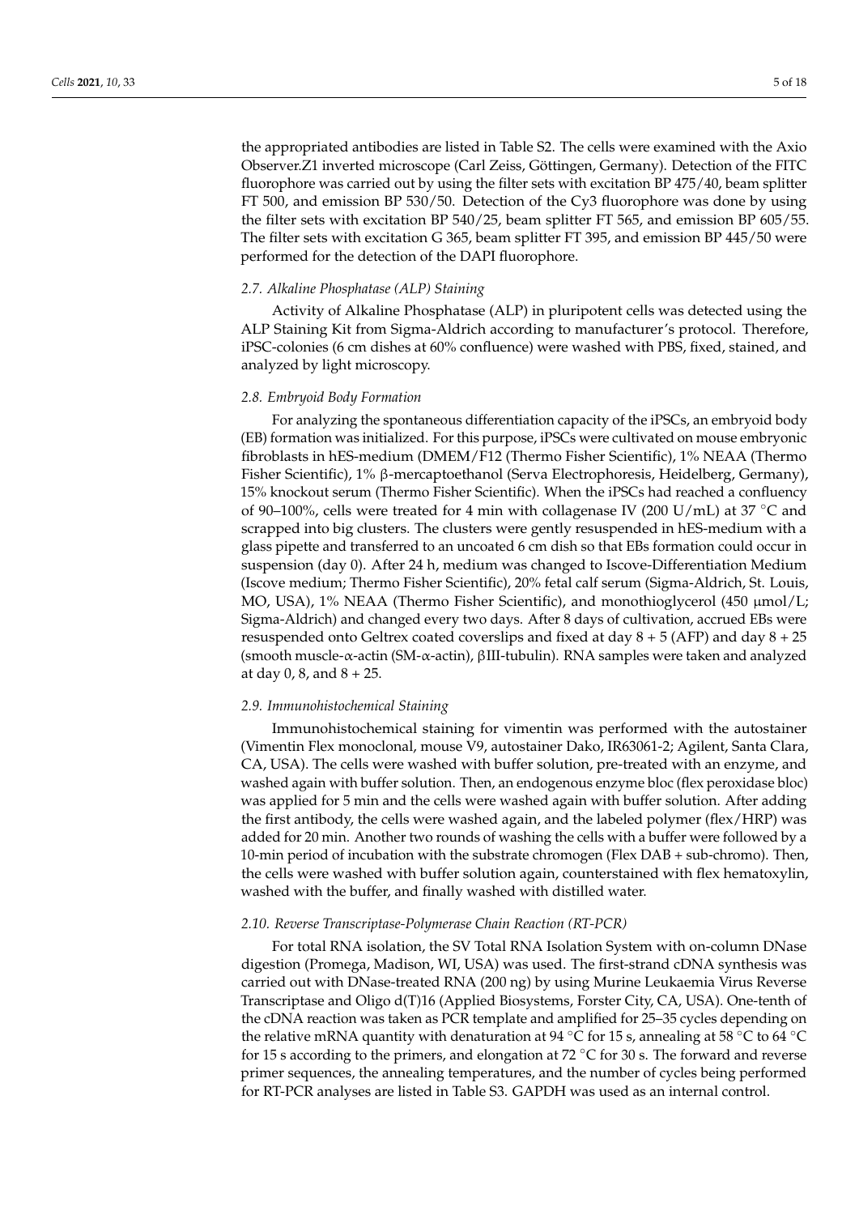the appropriated antibodies are listed in Table S2. The cells were examined with the Axio Observer.Z1 inverted microscope (Carl Zeiss, Göttingen, Germany). Detection of the FITC fluorophore was carried out by using the filter sets with excitation BP 475/40, beam splitter FT 500, and emission BP 530/50. Detection of the Cy3 fluorophore was done by using the filter sets with excitation BP 540/25, beam splitter FT 565, and emission BP 605/55. The filter sets with excitation G 365, beam splitter FT 395, and emission BP 445/50 were performed for the detection of the DAPI fluorophore.

### *2.7. Alkaline Phosphatase (ALP) Staining*

Activity of Alkaline Phosphatase (ALP) in pluripotent cells was detected using the ALP Staining Kit from Sigma-Aldrich according to manufacturer's protocol. Therefore, iPSC-colonies (6 cm dishes at 60% confluence) were washed with PBS, fixed, stained, and analyzed by light microscopy.

### *2.8. Embryoid Body Formation*

For analyzing the spontaneous differentiation capacity of the iPSCs, an embryoid body (EB) formation was initialized. For this purpose, iPSCs were cultivated on mouse embryonic fibroblasts in hES-medium (DMEM/F12 (Thermo Fisher Scientific), 1% NEAA (Thermo Fisher Scientific), 1% β-mercaptoethanol (Serva Electrophoresis, Heidelberg, Germany), 15% knockout serum (Thermo Fisher Scientific). When the iPSCs had reached a confluency of 90–100%, cells were treated for 4 min with collagenase IV (200 U/mL) at 37 °C and scrapped into big clusters. The clusters were gently resuspended in hES-medium with a glass pipette and transferred to an uncoated 6 cm dish so that EBs formation could occur in suspension (day 0). After 24 h, medium was changed to Iscove-Differentiation Medium (Iscove medium; Thermo Fisher Scientific), 20% fetal calf serum (Sigma-Aldrich, St. Louis, MO, USA), 1% NEAA (Thermo Fisher Scientific), and monothioglycerol (450 μmol/L; Sigma-Aldrich) and changed every two days. After 8 days of cultivation, accrued EBs were resuspended onto Geltrex coated coverslips and fixed at day 8 + 5 (AFP) and day 8 + 25 (smooth muscle-α-actin (SM-α-actin), βIII-tubulin). RNA samples were taken and analyzed at day 0, 8, and 8 + 25.

### *2.9. Immunohistochemical Staining*

Immunohistochemical staining for vimentin was performed with the autostainer (Vimentin Flex monoclonal, mouse V9, autostainer Dako, IR63061-2; Agilent, Santa Clara, CA, USA). The cells were washed with buffer solution, pre-treated with an enzyme, and washed again with buffer solution. Then, an endogenous enzyme bloc (flex peroxidase bloc) was applied for 5 min and the cells were washed again with buffer solution. After adding the first antibody, the cells were washed again, and the labeled polymer (flex/HRP) was added for 20 min. Another two rounds of washing the cells with a buffer were followed by a 10-min period of incubation with the substrate chromogen (Flex DAB + sub-chromo). Then, the cells were washed with buffer solution again, counterstained with flex hematoxylin, washed with the buffer, and finally washed with distilled water.

### *2.10. Reverse Transcriptase-Polymerase Chain Reaction (RT-PCR)*

For total RNA isolation, the SV Total RNA Isolation System with on-column DNase digestion (Promega, Madison, WI, USA) was used. The first-strand cDNA synthesis was carried out with DNase-treated RNA (200 ng) by using Murine Leukaemia Virus Reverse Transcriptase and Oligo d(T)16 (Applied Biosystems, Forster City, CA, USA). One-tenth of the cDNA reaction was taken as PCR template and amplified for 25–35 cycles depending on the relative mRNA quantity with denaturation at 94 °C for 15 s, annealing at 58 °C to 64 °C for 15 s according to the primers, and elongation at 72 °C for 30 s. The forward and reverse primer sequences, the annealing temperatures, and the number of cycles being performed for RT-PCR analyses are listed in Table S3. GAPDH was used as an internal control.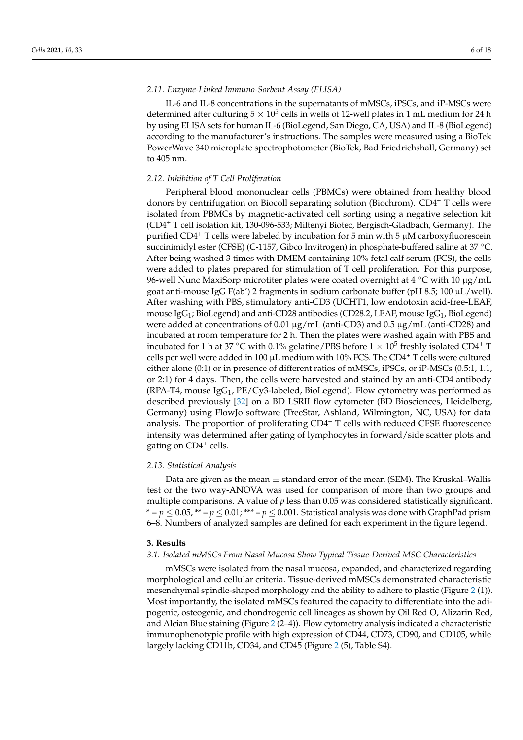### 2.11. Enzyme-Linked Immuno-Sorbent Assay (ELISA)

IL-6 and IL-8 concentrations in the supernatants of mMSCs, iPSCs, and iP-MSCs were determined after culturing $5 \times 10^5$ cells in wells of 12-well plates in 1 mL medium for 24 h by using ELISA sets for human IL-6 (BioLegend, San Diego, CA, USA) and IL-8 (BioLegend) according to the manufacturer's instructions. The samples were measured using a BioTek PowerWave 340 microplate spectrophotometer (BioTek, Bad Friedrichshall, Germany) set to 405 nm.

### 2.12. Inhibition of T Cell Proliferation

Peripheral blood mononuclear cells (PBMCs) were obtained from healthy blood donors by centrifugation on Biocoll separating solution (Biochrom). $CD4^+$ T cells were isolated from PBMCs by magnetic-activated cell sorting using a negative selection kit ($CD4^+$ T cell isolation kit, 130-096-533; Miltenyi Biotec, Bergisch-Gladbach, Germany). The purified $CD4^+$ T cells were labeled by incubation for 5 min with 5 µM carboxyfluorescein succinimidyl ester (CFSE) (C-1157, Gibco Invitrogen) in phosphate-buffered saline at 37 °C. After being washed 3 times with DMEM containing 10% fetal calf serum (FCS), the cells were added to plates prepared for stimulation of T cell proliferation. For this purpose, 96-well Nunc MaxiSorp microtiter plates were coated overnight at 4 °C with 10 µg/mL goat anti-mouse IgG F(ab') 2 fragments in sodium carbonate buffer (pH 8.5; 100 µL/well). After washing with PBS, stimulatory anti-CD3 (UCHT1, low endotoxin acid-free-LEAF, mouse $IgG_1$; BioLegend) and anti-CD28 antibodies (CD28.2, LEAF, mouse $IgG_1$, BioLegend) were added at concentrations of 0.01 µg/mL (anti-CD3) and 0.5 µg/mL (anti-CD28) and incubated at room temperature for 2 h. Then the plates were washed again with PBS and incubated for 1 h at 37 °C with 0.1% gelatine/PBS before $1 \times 10^5$ freshly isolated $CD4^+$ T cells per well were added in 100 µL medium with 10% FCS. The $CD4^+$ T cells were cultured either alone (0:1) or in presence of different ratios of mMSCs, iPSCs, or iP-MSCs (0.5:1, 1.1, or 2:1) for 4 days. Then, the cells were harvested and stained by an anti-CD4 antibody (RPA-T4, mouse $IgG_1$, PE/Cy3-labeled, BioLegend). Flow cytometry was performed as described previously [32] on a BD LSRII flow cytometer (BD Biosciences, Heidelberg, Germany) using FlowJo software (TreeStar, Ashland, Wilmington, NC, USA) for data analysis. The proportion of proliferating $CD4^+$ T cells with reduced CFSE fluorescence intensity was determined after gating of lymphocytes in forward/side scatter plots and gating on $CD4^+$ cells.

### 2.13. Statistical Analysis

Data are given as the mean ± standard error of the mean (SEM). The Kruskal–Wallis test or the two way-ANOVA was used for comparison of more than two groups and multiple comparisons. A value of $p$ less than 0.05 was considered statistically significant. * = $p \leq 0.05$, ** = $p \leq 0.01$; *** = $p \leq 0.001$. Statistical analysis was done with GraphPad prism 6–8. Numbers of analyzed samples are defined for each experiment in the figure legend.

## 3. Results

### 3.1. Isolated mMSCs From Nasal Mucosa Show Typical Tissue-Derived MSC Characteristics

mMSCs were isolated from the nasal mucosa, expanded, and characterized regarding morphological and cellular criteria. Tissue-derived mMSCs demonstrated characteristic mesenchymal spindle-shaped morphology and the ability to adhere to plastic (Figure 2 (1)). Most importantly, the isolated mMSCs featured the capacity to differentiate into the adipogenic, osteogenic, and chondrogenic cell lineages as shown by Oil Red O, Alizarin Red, and Alcian Blue staining (Figure 2 (2–4)). Flow cytometry analysis indicated a characteristic immunophenotypic profile with high expression of CD44, CD73, CD90, and CD105, while largely lacking CD11b, CD34, and CD45 (Figure 2 (5), Table S4).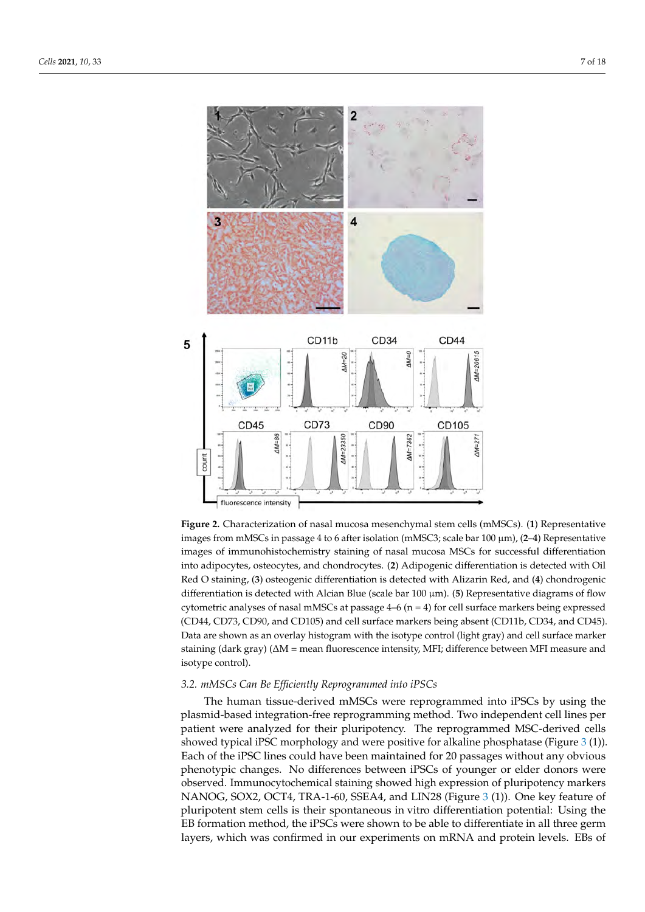**Figure 2.** Characterization of nasal mucosa mesenchymal stem cells (mMSCs). (**1**) Representative images from mMSCs in passage 4 to 6 after isolation (mMSC3; scale bar 100 µm), (**2**–**4**) Representative images of immunohistochemistry staining of nasal mucosa MSCs for successful differentiation into adipocytes, osteocytes, and chondrocytes. (**2**) Adipogenic differentiation is detected with Oil Red O staining, (**3**) osteogenic differentiation is detected with Alizarin Red, and (**4**) chondrogenic differentiation is detected with Alcian Blue (scale bar 100 µm). (**5**) Representative diagrams of flow cytometric analyses of nasal mMSCs at passage 4–6 (n = 4) for cell surface markers being expressed (CD44, CD73, CD90, and CD105) and cell surface markers being absent (CD11b, CD34, and CD45). Data are shown as an overlay histogram with the isotype control (light gray) and cell surface marker staining (dark gray) (ΔM = mean fluorescence intensity, MFI; difference between MFI measure and isotype control).

### 3.2. mMSCs Can Be Efficiently Reprogrammed into iPSCs

The human tissue-derived mMSCs were reprogrammed into iPSCs by using the plasmid-based integration-free reprogramming method. Two independent cell lines per patient were analyzed for their pluripotency. The reprogrammed MSC-derived cells showed typical iPSC morphology and were positive for alkaline phosphatase (Figure 3 (1)). Each of the iPSC lines could have been maintained for 20 passages without any obvious phenotypic changes. No differences between iPSCs of younger or elder donors were observed. Immunocytochemical staining showed high expression of pluripotency markers NANOG, SOX2, OCT4, TRA-1-60, SSEA4, and LIN28 (Figure 3 (1)). One key feature of pluripotent stem cells is their spontaneous in vitro differentiation potential: Using the EB formation method, the iPSCs were shown to be able to differentiate in all three germ layers, which was confirmed in our experiments on mRNA and protein levels. EBs of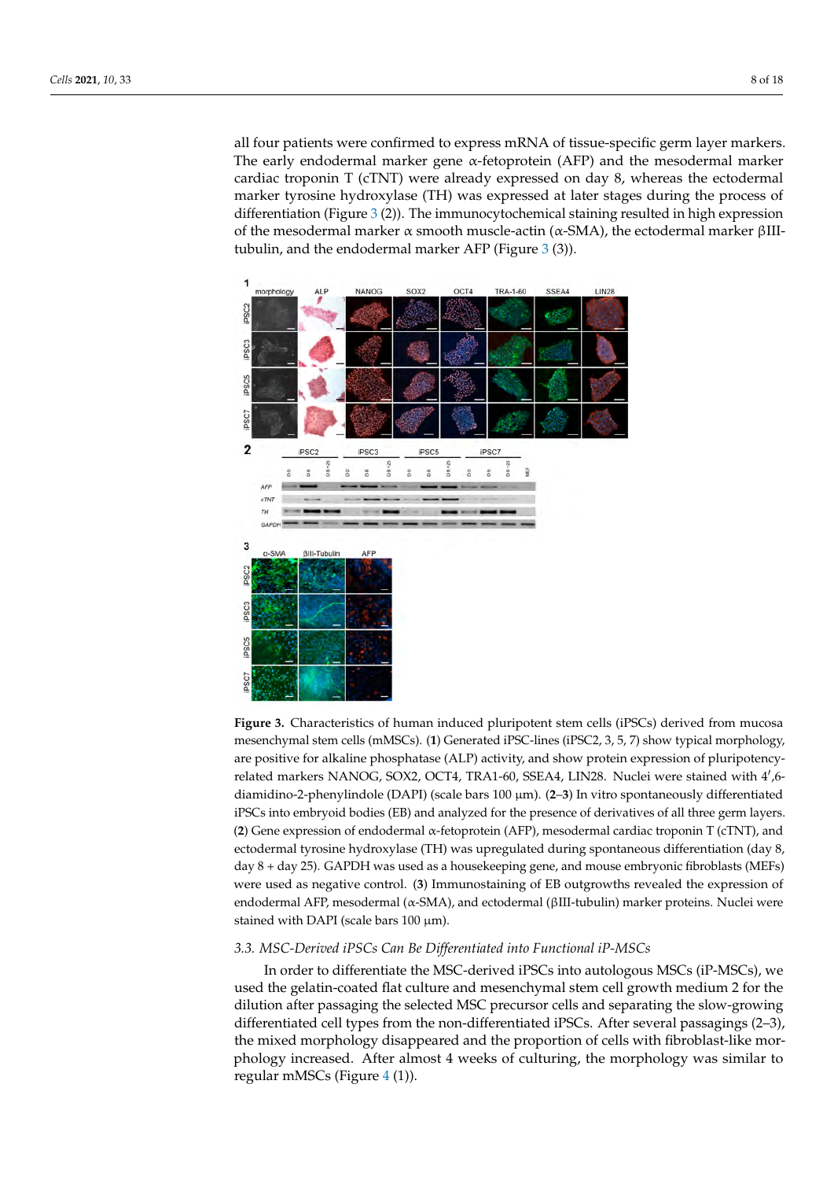all four patients were confirmed to express mRNA of tissue-specific germ layer markers. The early endodermal marker gene α-fetoprotein (AFP) and the mesodermal marker cardiac troponin T (cTNT) were already expressed on day 8, whereas the ectodermal marker tyrosine hydroxylase (TH) was expressed at later stages during the process of differentiation (Figure 3 (2)). The immunocytochemical staining resulted in high expression of the mesodermal marker α smooth muscle-actin (α-SMA), the ectodermal marker βIII-tubulin, and the endodermal marker AFP (Figure 3 (3)).

**Figure 3.** Characteristics of human induced pluripotent stem cells (iPSCs) derived from mucosa mesenchymal stem cells (mMSCs). (**1**) Generated iPSC-lines (iPSC2, 3, 5, 7) show typical morphology, are positive for alkaline phosphatase (ALP) activity, and show protein expression of pluripotency-related markers NANOG, SOX2, OCT4, TRA1-60, SSEA4, LIN28. Nuclei were stained with 4′,6-diamidino-2-phenylindole (DAPI) (scale bars 100 µm). (**2**–**3**) In vitro spontaneously differentiated iPSCs into embryoid bodies (EB) and analyzed for the presence of derivatives of all three germ layers. (**2**) Gene expression of endodermal α-fetoprotein (AFP), mesodermal cardiac troponin T (cTNT), and ectodermal tyrosine hydroxylase (TH) was upregulated during spontaneous differentiation (day 8, day 8 + day 25). GAPDH was used as a housekeeping gene, and mouse embryonic fibroblasts (MEFs) were used as negative control. (**3**) Immunostaining of EB outgrowths revealed the expression of endodermal AFP, mesodermal (α-SMA), and ectodermal (βIII-tubulin) marker proteins. Nuclei were stained with DAPI (scale bars 100 µm).

### 3.3. MSC-Derived iPSCs Can Be Differentiated into Functional iP-MSCs

In order to differentiate the MSC-derived iPSCs into autologous MSCs (iP-MSCs), we used the gelatin-coated flat culture and mesenchymal stem cell growth medium 2 for the dilution after passaging the selected MSC precursor cells and separating the slow-growing differentiated cell types from the non-differentiated iPSCs. After several passagings (2–3), the mixed morphology disappeared and the proportion of cells with fibroblast-like morphology increased. After almost 4 weeks of culturing, the morphology was similar to regular mMSCs (Figure 4 (1)).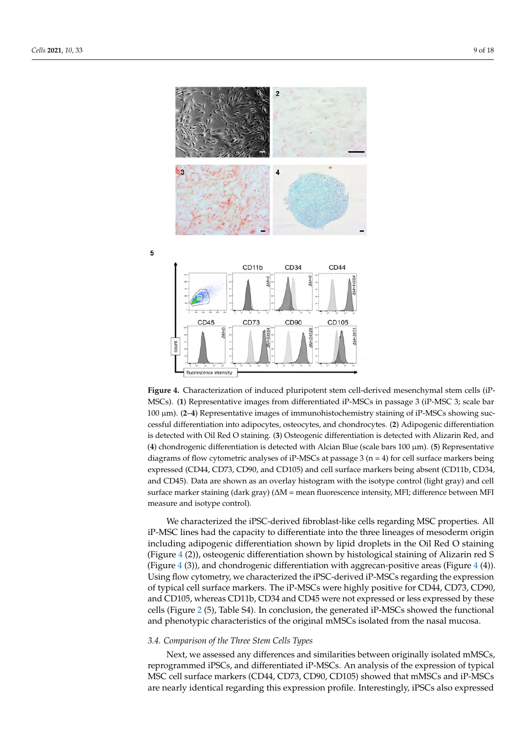**Figure 4.** Characterization of induced pluripotent stem cell-derived mesenchymal stem cells (iP-MSCs). (**1**) Representative images from differentiated iP-MSCs in passage 3 (iP-MSC 3; scale bar 100 µm). (**2**–**4**) Representative images of immunohistochemistry staining of iP-MSCs showing successful differentiation into adipocytes, osteocytes, and chondrocytes. (**2**) Adipogenic differentiation is detected with Oil Red O staining. (**3**) Osteogenic differentiation is detected with Alizarin Red, and (**4**) chondrogenic differentiation is detected with Alcian Blue (scale bars 100 µm). (**5**) Representative diagrams of flow cytometric analyses of iP-MSCs at passage 3 (n = 4) for cell surface markers being expressed (CD44, CD73, CD90, and CD105) and cell surface markers being absent (CD11b, CD34, and CD45). Data are shown as an overlay histogram with the isotype control (light gray) and cell surface marker staining (dark gray) (ΔM = mean fluorescence intensity, MFI; difference between MFI measure and isotype control).

We characterized the iPSC-derived fibroblast-like cells regarding MSC properties. All iP-MSC lines had the capacity to differentiate into the three lineages of mesoderm origin including adipogenic differentiation shown by lipid droplets in the Oil Red O staining (Figure 4 (2)), osteogenic differentiation shown by histological staining of Alizarin red S (Figure 4 (3)), and chondrogenic differentiation with aggrecan-positive areas (Figure 4 (4)). Using flow cytometry, we characterized the iPSC-derived iP-MSCs regarding the expression of typical cell surface markers. The iP-MSCs were highly positive for CD44, CD73, CD90, and CD105, whereas CD11b, CD34 and CD45 were not expressed or less expressed by these cells (Figure 2 (5), Table S4). In conclusion, the generated iP-MSCs showed the functional and phenotypic characteristics of the original mMSCs isolated from the nasal mucosa.

### *3.4. Comparison of the Three Stem Cells Types*

Next, we assessed any differences and similarities between originally isolated mMSCs, reprogrammed iPSCs, and differentiated iP-MSCs. An analysis of the expression of typical MSC cell surface markers (CD44, CD73, CD90, CD105) showed that mMSCs and iP-MSCs are nearly identical regarding this expression profile. Interestingly, iPSCs also expressed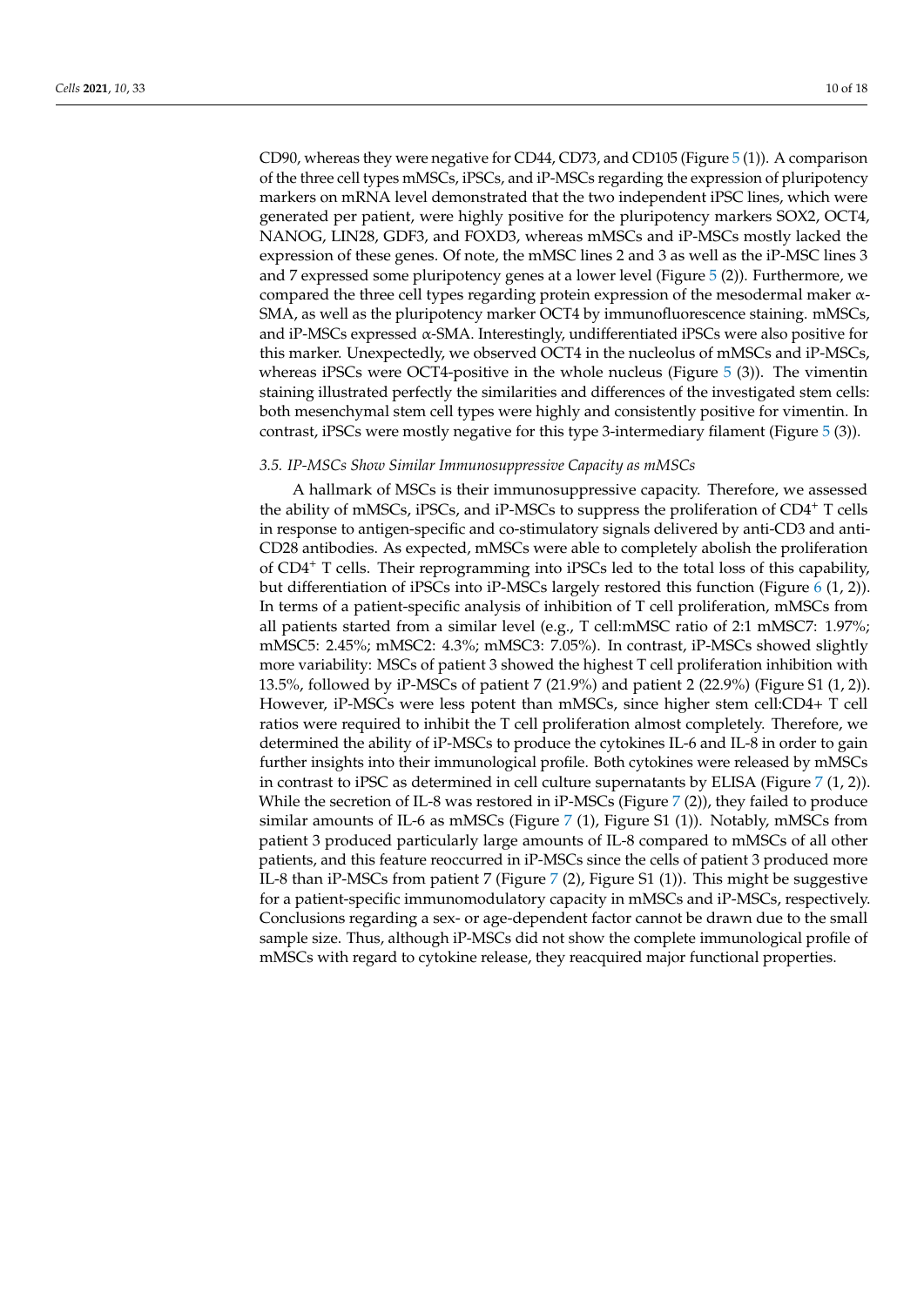CD90, whereas they were negative for CD44, CD73, and CD105 (Figure 5 (1)). A comparison of the three cell types mMSCs, iPSCs, and iP-MSCs regarding the expression of pluripotency markers on mRNA level demonstrated that the two independent iPSC lines, which were generated per patient, were highly positive for the pluripotency markers SOX2, OCT4, NANOG, LIN28, GDF3, and FOXD3, whereas mMSCs and iP-MSCs mostly lacked the expression of these genes. Of note, the mMSC lines 2 and 3 as well as the iP-MSC lines 3 and 7 expressed some pluripotency genes at a lower level (Figure 5 (2)). Furthermore, we compared the three cell types regarding protein expression of the mesodermal maker α-SMA, as well as the pluripotency marker OCT4 by immunofluorescence staining. mMSCs, and iP-MSCs expressed α-SMA. Interestingly, undifferentiated iPSCs were also positive for this marker. Unexpectedly, we observed OCT4 in the nucleolus of mMSCs and iP-MSCs, whereas iPSCs were OCT4-positive in the whole nucleus (Figure 5 (3)). The vimentin staining illustrated perfectly the similarities and differences of the investigated stem cells: both mesenchymal stem cell types were highly and consistently positive for vimentin. In contrast, iPSCs were mostly negative for this type 3-intermediary filament (Figure 5 (3)).

### *3.5. IP-MSCs Show Similar Immunosuppressive Capacity as mMSCs*

A hallmark of MSCs is their immunosuppressive capacity. Therefore, we assessed the ability of mMSCs, iPSCs, and iP-MSCs to suppress the proliferation of $CD4^+$ T cells in response to antigen-specific and co-stimulatory signals delivered by anti-CD3 and anti-CD28 antibodies. As expected, mMSCs were able to completely abolish the proliferation of $CD4^+$ T cells. Their reprogramming into iPSCs led to the total loss of this capability, but differentiation of iPSCs into iP-MSCs largely restored this function (Figure 6 (1, 2)). In terms of a patient-specific analysis of inhibition of T cell proliferation, mMSCs from all patients started from a similar level (e.g., T cell:mMSC ratio of 2:1 mMSC7: 1.97%; mMSC5: 2.45%; mMSC2: 4.3%; mMSC3: 7.05%). In contrast, iP-MSCs showed slightly more variability: MSCs of patient 3 showed the highest T cell proliferation inhibition with 13.5%, followed by iP-MSCs of patient 7 (21.9%) and patient 2 (22.9%) (Figure S1 (1, 2)). However, iP-MSCs were less potent than mMSCs, since higher stem cell:CD4+ T cell ratios were required to inhibit the T cell proliferation almost completely. Therefore, we determined the ability of iP-MSCs to produce the cytokines IL-6 and IL-8 in order to gain further insights into their immunological profile. Both cytokines were released by mMSCs in contrast to iPSC as determined in cell culture supernatants by ELISA (Figure 7 (1, 2)). While the secretion of IL-8 was restored in iP-MSCs (Figure 7 (2)), they failed to produce similar amounts of IL-6 as mMSCs (Figure 7 (1), Figure S1 (1)). Notably, mMSCs from patient 3 produced particularly large amounts of IL-8 compared to mMSCs of all other patients, and this feature reoccurred in iP-MSCs since the cells of patient 3 produced more IL-8 than iP-MSCs from patient 7 (Figure 7 (2), Figure S1 (1)). This might be suggestive for a patient-specific immunomodulatory capacity in mMSCs and iP-MSCs, respectively. Conclusions regarding a sex- or age-dependent factor cannot be drawn due to the small sample size. Thus, although iP-MSCs did not show the complete immunological profile of mMSCs with regard to cytokine release, they reacquired major functional properties.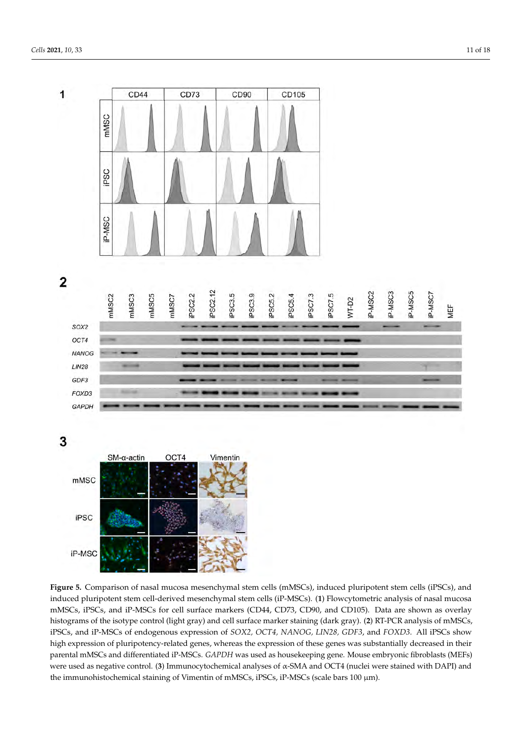**Figure 5.** Comparison of nasal mucosa mesenchymal stem cells (mMSCs), induced pluripotent stem cells (iPSCs), and induced pluripotent stem cell-derived mesenchymal stem cells (iP-MSCs). (**1**) Flowcytometric analysis of nasal mucosa mMSCs, iPSCs, and iP-MSCs for cell surface markers (CD44, CD73, CD90, and CD105). Data are shown as overlay histograms of the isotype control (light gray) and cell surface marker staining (dark gray). (**2**) RT-PCR analysis of mMSCs, iPSCs, and iP-MSCs of endogenous expression of *SOX2, OCT4, NANOG, LIN28, GDF3*, and *FOXD3*. All iPSCs show high expression of pluripotency-related genes, whereas the expression of these genes was substantially decreased in their parental mMSCs and differentiated iP-MSCs. *GAPDH* was used as housekeeping gene. Mouse embryonic fibroblasts (MEFs) were used as negative control. (**3**) Immunocytochemical analyses of α-SMA and OCT4 (nuclei were stained with DAPI) and the immunohistochemical staining of Vimentin of mMSCs, iPSCs, iP-MSCs (scale bars 100 μm).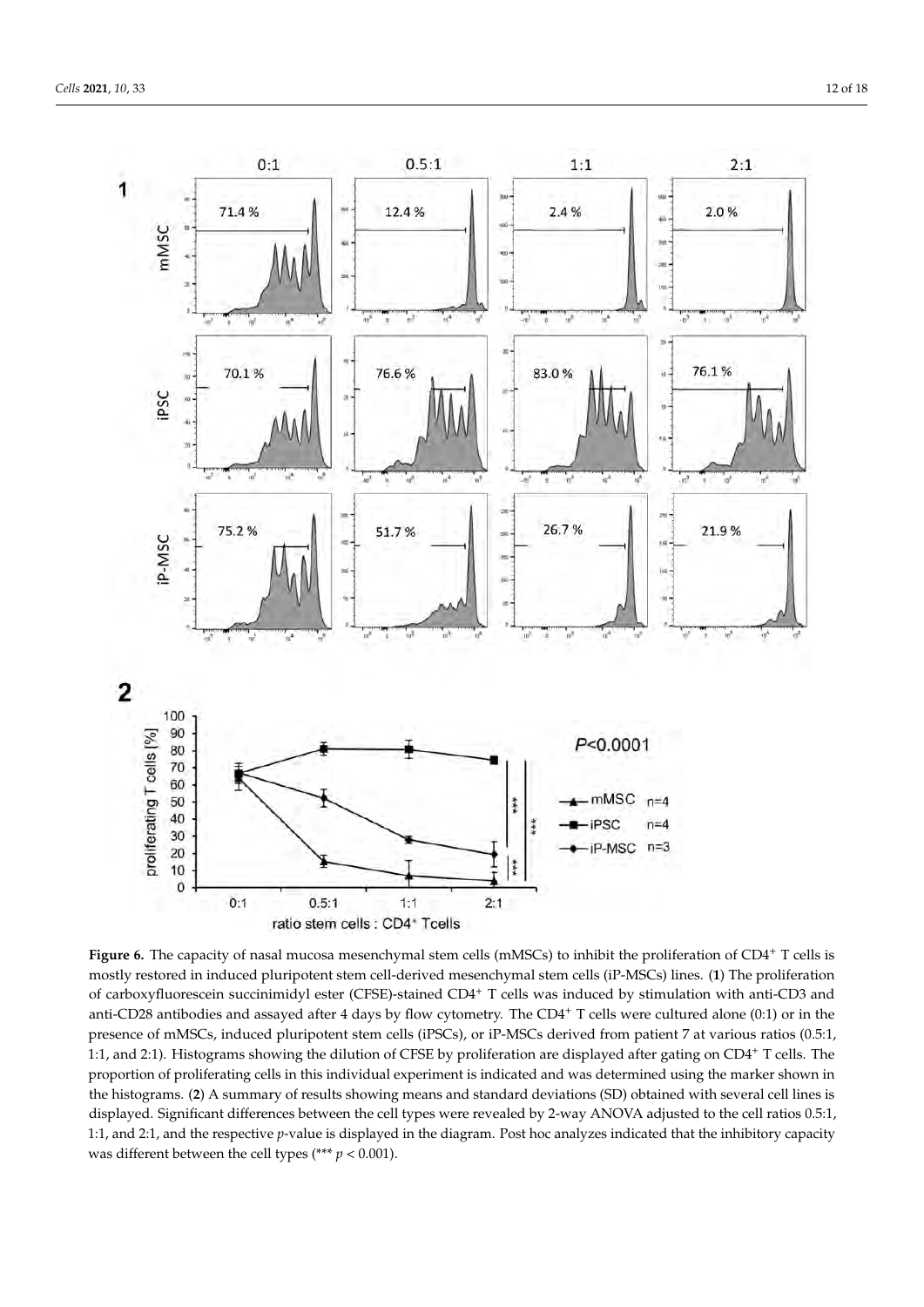**Figure 6.** The capacity of nasal mucosa mesenchymal stem cells (mMSCs) to inhibit the proliferation of CD4⁺ T cells is mostly restored in induced pluripotent stem cell-derived mesenchymal stem cells (iP-MSCs) lines. (**1**) The proliferation of carboxyfluorescein succinimidyl ester (CFSE)-stained CD4⁺ T cells was induced by stimulation with anti-CD3 and anti-CD28 antibodies and assayed after 4 days by flow cytometry. The CD4⁺ T cells were cultured alone (0:1) or in the presence of mMSCs, induced pluripotent stem cells (iPSCs), or iP-MSCs derived from patient 7 at various ratios (0.5:1, 1:1, and 2:1). Histograms showing the dilution of CFSE by proliferation are displayed after gating on CD4⁺ T cells. The proportion of proliferating cells in this individual experiment is indicated and was determined using the marker shown in the histograms. (**2**) A summary of results showing means and standard deviations (SD) obtained with several cell lines is displayed. Significant differences between the cell types were revealed by 2-way ANOVA adjusted to the cell ratios 0.5:1, 1:1, and 2:1, and the respective *p*-value is displayed in the diagram. Post hoc analyzes indicated that the inhibitory capacity was different between the cell types (*** $p < 0.001$).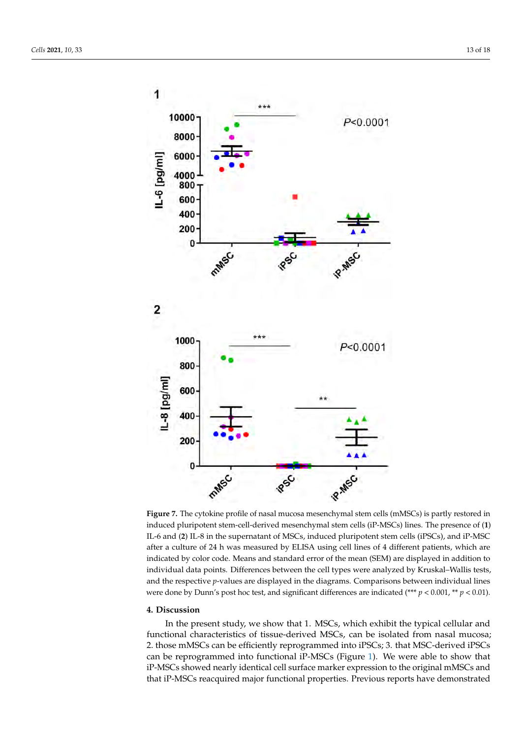**Figure 7.** The cytokine profile of nasal mucosa mesenchymal stem cells (mMSCs) is partly restored in induced pluripotent stem-cell-derived mesenchymal stem cells (iP-MSCs) lines. The presence of (**1**) IL-6 and (**2**) IL-8 in the supernatant of MSCs, induced pluripotent stem cells (iPSCs), and iP-MSC after a culture of 24 h was measured by ELISA using cell lines of 4 different patients, which are indicated by color code. Means and standard error of the mean (SEM) are displayed in addition to individual data points. Differences between the cell types were analyzed by Kruskal–Wallis tests, and the respective *p*-values are displayed in the diagrams. Comparisons between individual lines were done by Dunn's post hoc test, and significant differences are indicated (*** $p < 0.001$, ** $p < 0.01$).

## 4. Discussion

In the present study, we show that 1. MSCs, which exhibit the typical cellular and functional characteristics of tissue-derived MSCs, can be isolated from nasal mucosa; 2. those mMSCs can be efficiently reprogrammed into iPSCs; 3. that MSC-derived iPSCs can be reprogrammed into functional iP-MSCs (Figure 1). We were able to show that iP-MSCs showed nearly identical cell surface marker expression to the original mMSCs and that iP-MSCs reacquired major functional properties. Previous reports have demonstrated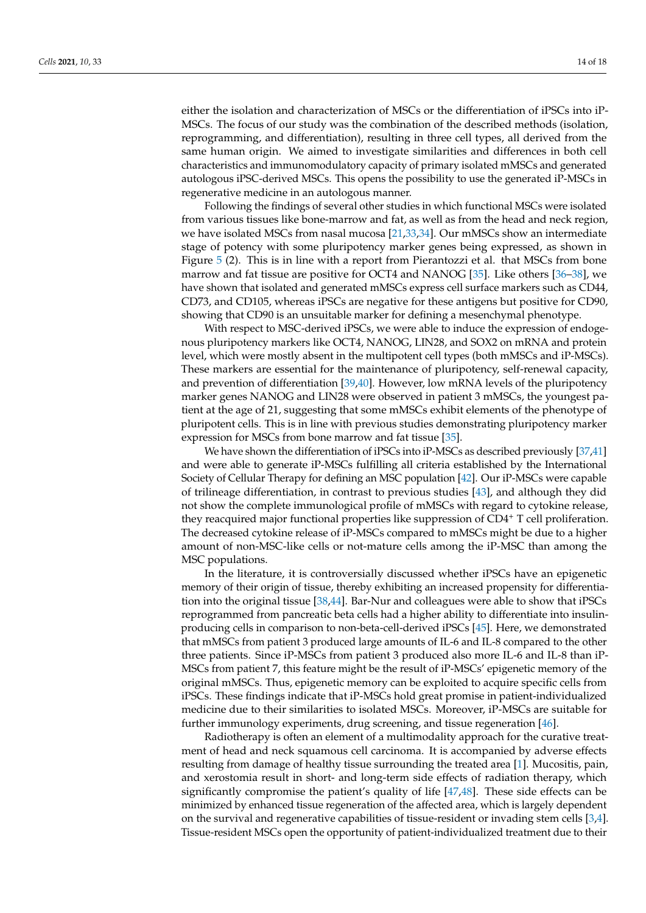either the isolation and characterization of MSCs or the differentiation of iPSCs into iP-MSCs. The focus of our study was the combination of the described methods (isolation, reprogramming, and differentiation), resulting in three cell types, all derived from the same human origin. We aimed to investigate similarities and differences in both cell characteristics and immunomodulatory capacity of primary isolated mMSCs and generated autologous iPSC-derived MSCs. This opens the possibility to use the generated iP-MSCs in regenerative medicine in an autologous manner.

Following the findings of several other studies in which functional MSCs were isolated from various tissues like bone-marrow and fat, as well as from the head and neck region, we have isolated MSCs from nasal mucosa [21,33,34]. Our mMSCs show an intermediate stage of potency with some pluripotency marker genes being expressed, as shown in Figure 5 (2). This is in line with a report from Pierantozzi et al. that MSCs from bone marrow and fat tissue are positive for OCT4 and NANOG [35]. Like others [36–38], we have shown that isolated and generated mMSCs express cell surface markers such as CD44, CD73, and CD105, whereas iPSCs are negative for these antigens but positive for CD90, showing that CD90 is an unsuitable marker for defining a mesenchymal phenotype.

With respect to MSC-derived iPSCs, we were able to induce the expression of endogenous pluripotency markers like OCT4, NANOG, LIN28, and SOX2 on mRNA and protein level, which were mostly absent in the multipotent cell types (both mMSCs and iP-MSCs). These markers are essential for the maintenance of pluripotency, self-renewal capacity, and prevention of differentiation [39,40]. However, low mRNA levels of the pluripotency marker genes NANOG and LIN28 were observed in patient 3 mMSCs, the youngest patient at the age of 21, suggesting that some mMSCs exhibit elements of the phenotype of pluripotent cells. This is in line with previous studies demonstrating pluripotency marker expression for MSCs from bone marrow and fat tissue [35].

We have shown the differentiation of iPSCs into iP-MSCs as described previously [37,41] and were able to generate iP-MSCs fulfilling all criteria established by the International Society of Cellular Therapy for defining an MSC population [42]. Our iP-MSCs were capable of trilineage differentiation, in contrast to previous studies [43], and although they did not show the complete immunological profile of mMSCs with regard to cytokine release, they reacquired major functional properties like suppression of $CD4^+$ T cell proliferation. The decreased cytokine release of iP-MSCs compared to mMSCs might be due to a higher amount of non-MSC-like cells or not-mature cells among the iP-MSC than among the MSC populations.

In the literature, it is controversially discussed whether iPSCs have an epigenetic memory of their origin of tissue, thereby exhibiting an increased propensity for differentiation into the original tissue [38,44]. Bar-Nur and colleagues were able to show that iPSCs reprogrammed from pancreatic beta cells had a higher ability to differentiate into insulin-producing cells in comparison to non-beta-cell-derived iPSCs [45]. Here, we demonstrated that mMSCs from patient 3 produced large amounts of IL-6 and IL-8 compared to the other three patients. Since iP-MSCs from patient 3 produced also more IL-6 and IL-8 than iP-MSCs from patient 7, this feature might be the result of iP-MSCs' epigenetic memory of the original mMSCs. Thus, epigenetic memory can be exploited to acquire specific cells from iPSCs. These findings indicate that iP-MSCs hold great promise in patient-individualized medicine due to their similarities to isolated MSCs. Moreover, iP-MSCs are suitable for further immunology experiments, drug screening, and tissue regeneration [46].

Radiotherapy is often an element of a multimodality approach for the curative treatment of head and neck squamous cell carcinoma. It is accompanied by adverse effects resulting from damage of healthy tissue surrounding the treated area [1]. Mucositis, pain, and xerostomia result in short- and long-term side effects of radiation therapy, which significantly compromise the patient's quality of life [47,48]. These side effects can be minimized by enhanced tissue regeneration of the affected area, which is largely dependent on the survival and regenerative capabilities of tissue-resident or invading stem cells [3,4]. Tissue-resident MSCs open the opportunity of patient-individualized treatment due to their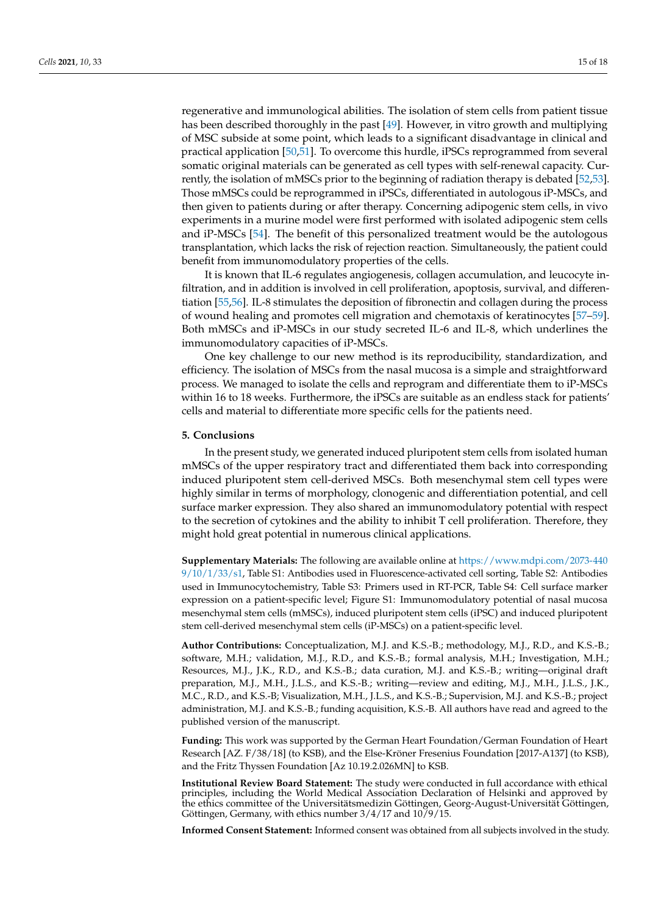regenerative and immunological abilities. The isolation of stem cells from patient tissue has been described thoroughly in the past [49]. However, in vitro growth and multiplying of MSC subside at some point, which leads to a significant disadvantage in clinical and practical application [50,51]. To overcome this hurdle, iPSCs reprogrammed from several somatic original materials can be generated as cell types with self-renewal capacity. Currently, the isolation of mMSCs prior to the beginning of radiation therapy is debated [52,53]. Those mMSCs could be reprogrammed in iPSCs, differentiated in autologous iP-MSCs, and then given to patients during or after therapy. Concerning adipogenic stem cells, in vivo experiments in a murine model were first performed with isolated adipogenic stem cells and iP-MSCs [54]. The benefit of this personalized treatment would be the autologous transplantation, which lacks the risk of rejection reaction. Simultaneously, the patient could benefit from immunomodulatory properties of the cells.

It is known that IL-6 regulates angiogenesis, collagen accumulation, and leucocyte infiltration, and in addition is involved in cell proliferation, apoptosis, survival, and differentiation [55,56]. IL-8 stimulates the deposition of fibronectin and collagen during the process of wound healing and promotes cell migration and chemotaxis of keratinocytes [57–59]. Both mMSCs and iP-MSCs in our study secreted IL-6 and IL-8, which underlines the immunomodulatory capacities of iP-MSCs.

One key challenge to our new method is its reproducibility, standardization, and efficiency. The isolation of MSCs from the nasal mucosa is a simple and straightforward process. We managed to isolate the cells and reprogram and differentiate them to iP-MSCs within 16 to 18 weeks. Furthermore, the iPSCs are suitable as an endless stack for patients' cells and material to differentiate more specific cells for the patients need.

## 5. Conclusions

In the present study, we generated induced pluripotent stem cells from isolated human mMSCs of the upper respiratory tract and differentiated them back into corresponding induced pluripotent stem cell-derived MSCs. Both mesenchymal stem cell types were highly similar in terms of morphology, clonogenic and differentiation potential, and cell surface marker expression. They also shared an immunomodulatory potential with respect to the secretion of cytokines and the ability to inhibit T cell proliferation. Therefore, they might hold great potential in numerous clinical applications.

**Supplementary Materials:** The following are available online at https://www.mdpi.com/2073-4409/10/1/33/s1, Table S1: Antibodies used in Fluorescence-activated cell sorting, Table S2: Antibodies used in Immunocytochemistry, Table S3: Primers used in RT-PCR, Table S4: Cell surface marker expression on a patient-specific level; Figure S1: Immunomodulatory potential of nasal mucosa mesenchymal stem cells (mMSCs), induced pluripotent stem cells (iPSC) and induced pluripotent stem cell-derived mesenchymal stem cells (iP-MSCs) on a patient-specific level.

**Author Contributions:** Conceptualization, M.J. and K.S.-B.; methodology, M.J., R.D., and K.S.-B.; software, M.H.; validation, M.J., R.D., and K.S.-B.; formal analysis, M.H.; Investigation, M.H.; Resources, M.J., J.K., R.D., and K.S.-B.; data curation, M.J. and K.S.-B.; writing—original draft preparation, M.J., M.H., J.L.S., and K.S.-B.; writing—review and editing, M.J., M.H., J.L.S., J.K., M.C., R.D., and K.S-B; Visualization, M.H., J.L.S., and K.S.-B.; Supervision, M.J. and K.S.-B.; project administration, M.J. and K.S.-B.; funding acquisition, K.S.-B. All authors have read and agreed to the published version of the manuscript.

**Funding:** This work was supported by the German Heart Foundation/German Foundation of Heart Research [AZ. F/38/18] (to KSB), and the Else-Kröner Fresenius Foundation [2017-A137] (to KSB), and the Fritz Thyssen Foundation [Az 10.19.2.026MN] to KSB.

**Institutional Review Board Statement:** The study were conducted in full accordance with ethical principles, including the World Medical Association Declaration of Helsinki and approved by the ethics committee of the Universitätsmedizin Göttingen, Georg-August-Universität Göttingen, Göttingen, Germany, with ethics number 3/4/17 and 10/9/15.

**Informed Consent Statement:** Informed consent was obtained from all subjects involved in the study.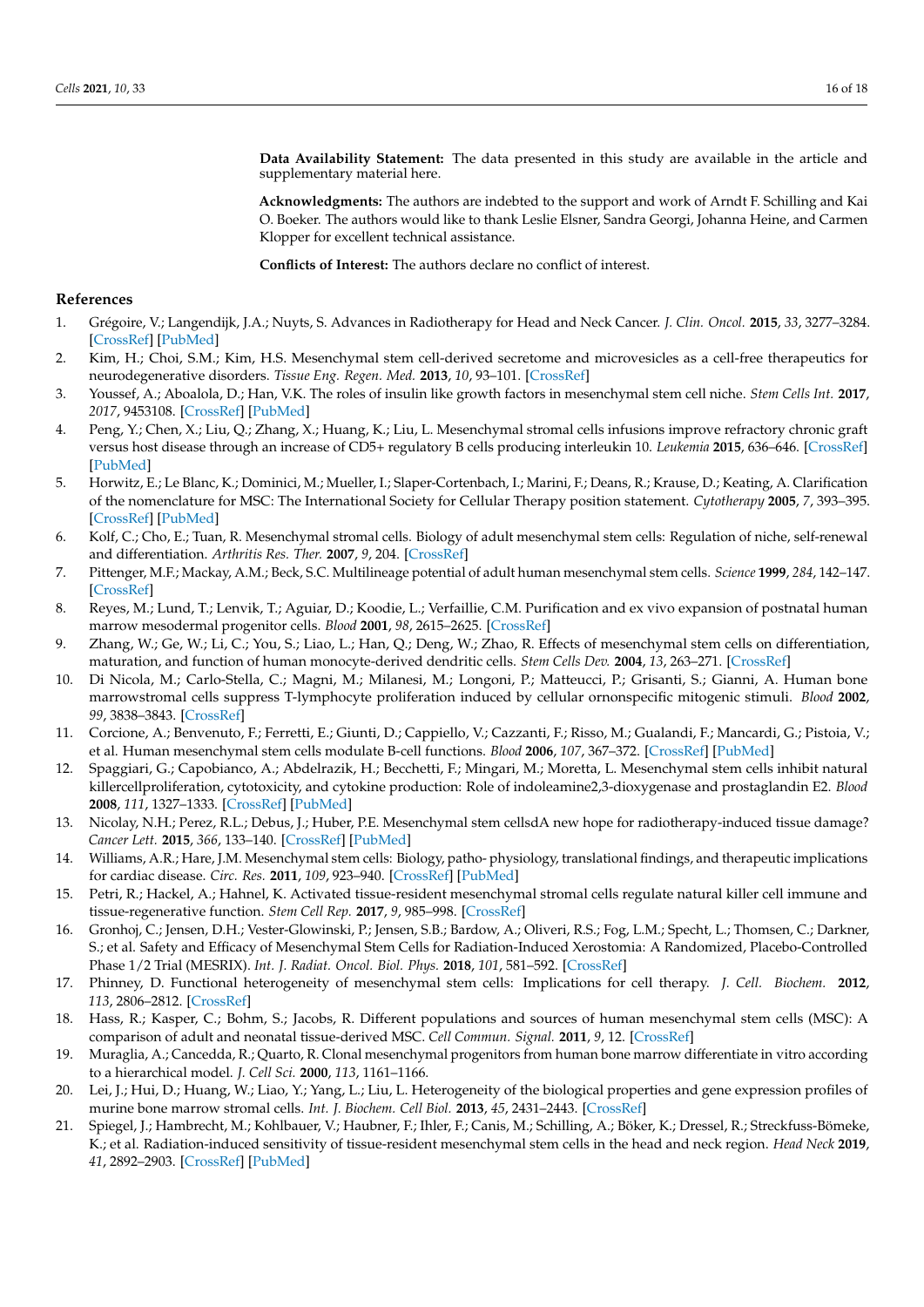**Data Availability Statement:** The data presented in this study are available in the article and supplementary material here.

**Acknowledgments:** The authors are indebted to the support and work of Arndt F. Schilling and Kai O. Boeker. The authors would like to thank Leslie Elsner, Sandra Georgi, Johanna Heine, and Carmen Klopper for excellent technical assistance.

**Conflicts of Interest:** The authors declare no conflict of interest.

## References

1. Grégoire, V.; Langendijk, J.A.; Nuyts, S. Advances in Radiotherapy for Head and Neck Cancer. *J. Clin. Oncol.* **2015**, *33*, 3277–3284. [CrossRef] [PubMed]
2. Kim, H.; Choi, S.M.; Kim, H.S. Mesenchymal stem cell-derived secretome and microvesicles as a cell-free therapeutics for neurodegenerative disorders. *Tissue Eng. Regen. Med.* **2013**, *10*, 93–101. [CrossRef]
3. Youssef, A.; Aboalola, D.; Han, V.K. The roles of insulin like growth factors in mesenchymal stem cell niche. *Stem Cells Int.* **2017**, *2017*, 9453108. [CrossRef] [PubMed]
4. Peng, Y.; Chen, X.; Liu, Q.; Zhang, X.; Huang, K.; Liu, L. Mesenchymal stromal cells infusions improve refractory chronic graft versus host disease through an increase of CD5+ regulatory B cells producing interleukin 10. *Leukemia* **2015**, 636–646. [CrossRef] [PubMed]
5. Horwitz, E.; Le Blanc, K.; Dominici, M.; Mueller, I.; Slaper-Cortenbach, I.; Marini, F.; Deans, R.; Krause, D.; Keating, A. Clarification of the nomenclature for MSC: The International Society for Cellular Therapy position statement. *Cytotherapy* **2005**, *7*, 393–395. [CrossRef] [PubMed]
6. Kolf, C.; Cho, E.; Tuan, R. Mesenchymal stromal cells. Biology of adult mesenchymal stem cells: Regulation of niche, self-renewal and differentiation. *Arthritis Res. Ther.* **2007**, *9*, 204. [CrossRef]
7. Pittenger, M.F.; Mackay, A.M.; Beck, S.C. Multilineage potential of adult human mesenchymal stem cells. *Science* **1999**, *284*, 142–147. [CrossRef]
8. Reyes, M.; Lund, T.; Lenvik, T.; Aguiar, D.; Koodie, L.; Verfaillie, C.M. Purification and ex vivo expansion of postnatal human marrow mesodermal progenitor cells. *Blood* **2001**, *98*, 2615–2625. [CrossRef]
9. Zhang, W.; Ge, W.; Li, C.; You, S.; Liao, L.; Han, Q.; Deng, W.; Zhao, R. Effects of mesenchymal stem cells on differentiation, maturation, and function of human monocyte-derived dendritic cells. *Stem Cells Dev.* **2004**, *13*, 263–271. [CrossRef]
10. Di Nicola, M.; Carlo-Stella, C.; Magni, M.; Milanesi, M.; Longoni, P.; Matteucci, P.; Grisanti, S.; Gianni, A. Human bone marrowstromal cells suppress T-lymphocyte proliferation induced by cellular ornonspecific mitogenic stimuli. *Blood* **2002**, *99*, 3838–3843. [CrossRef]
11. Corcione, A.; Benvenuto, F.; Ferretti, E.; Giunti, D.; Cappiello, V.; Cazzanti, F.; Risso, M.; Gualandi, F.; Mancardi, G.; Pistoia, V.; et al. Human mesenchymal stem cells modulate B-cell functions. *Blood* **2006**, *107*, 367–372. [CrossRef] [PubMed]
12. Spaggiari, G.; Capobianco, A.; Abdelrazik, H.; Becchetti, F.; Mingari, M.; Moretta, L. Mesenchymal stem cells inhibit natural killercellproliferation, cytotoxicity, and cytokine production: Role of indoleamine2,3-dioxygenase and prostaglandin E2. *Blood* **2008**, *111*, 1327–1333. [CrossRef] [PubMed]
13. Nicolay, N.H.; Perez, R.L.; Debus, J.; Huber, P.E. Mesenchymal stem cellsdA new hope for radiotherapy-induced tissue damage? *Cancer Lett.* **2015**, *366*, 133–140. [CrossRef] [PubMed]
14. Williams, A.R.; Hare, J.M. Mesenchymal stem cells: Biology, patho- physiology, translational findings, and therapeutic implications for cardiac disease. *Circ. Res.* **2011**, *109*, 923–940. [CrossRef] [PubMed]
15. Petri, R.; Hackel, A.; Hahnel, K. Activated tissue-resident mesenchymal stromal cells regulate natural killer cell immune and tissue-regenerative function. *Stem Cell Rep.* **2017**, *9*, 985–998. [CrossRef]
16. Gronhoj, C.; Jensen, D.H.; Vester-Glowinski, P.; Jensen, S.B.; Bardow, A.; Oliveri, R.S.; Fog, L.M.; Specht, L.; Thomsen, C.; Darkner, S.; et al. Safety and Efficacy of Mesenchymal Stem Cells for Radiation-Induced Xerostomia: A Randomized, Placebo-Controlled Phase 1/2 Trial (MESRIX). *Int. J. Radiat. Oncol. Biol. Phys.* **2018**, *101*, 581–592. [CrossRef]
17. Phinney, D. Functional heterogeneity of mesenchymal stem cells: Implications for cell therapy. *J. Cell. Biochem.* **2012**, *113*, 2806–2812. [CrossRef]
18. Hass, R.; Kasper, C.; Bohm, S.; Jacobs, R. Different populations and sources of human mesenchymal stem cells (MSC): A comparison of adult and neonatal tissue-derived MSC. *Cell Commun. Signal.* **2011**, *9*, 12. [CrossRef]
19. Muraglia, A.; Cancedda, R.; Quarto, R. Clonal mesenchymal progenitors from human bone marrow differentiate in vitro according to a hierarchical model. *J. Cell Sci.* **2000**, *113*, 1161–1166.
20. Lei, J.; Hui, D.; Huang, W.; Liao, Y.; Yang, L.; Liu, L. Heterogeneity of the biological properties and gene expression profiles of murine bone marrow stromal cells. *Int. J. Biochem. Cell Biol.* **2013**, *45*, 2431–2443. [CrossRef]
21. Spiegel, J.; Hambrecht, M.; Kohlbauer, V.; Haubner, F.; Ihler, F.; Canis, M.; Schilling, A.; Böker, K.; Dressel, R.; Streckfuss-Bömeke, K.; et al. Radiation-induced sensitivity of tissue-resident mesenchymal stem cells in the head and neck region. *Head Neck* **2019**, *41*, 2892–2903. [CrossRef] [PubMed]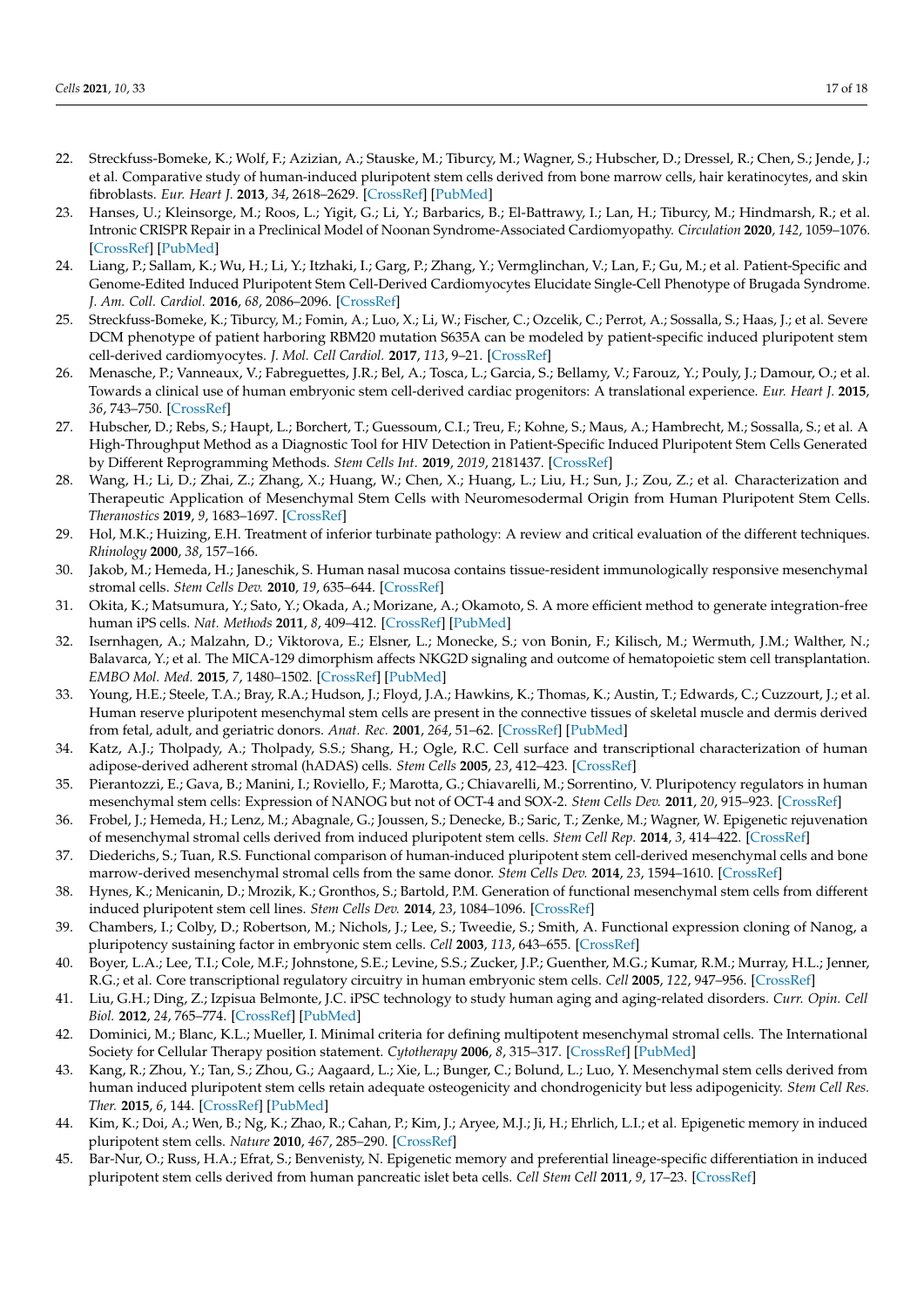22. Streckfuss-Bomeke, K.; Wolf, F.; Azizian, A.; Stauske, M.; Tiburcy, M.; Wagner, S.; Hubscher, D.; Dressel, R.; Chen, S.; Jende, J.; et al. Comparative study of human-induced pluripotent stem cells derived from bone marrow cells, hair keratinocytes, and skin fibroblasts. *Eur. Heart J.* **2013**, *34*, 2618–2629. [CrossRef] [PubMed]
23. Hanses, U.; Kleinsorge, M.; Roos, L.; Yigit, G.; Li, Y.; Barbarics, B.; El-Battrawy, I.; Lan, H.; Tiburcy, M.; Hindmarsh, R.; et al. Intronic CRISPR Repair in a Preclinical Model of Noonan Syndrome-Associated Cardiomyopathy. *Circulation* **2020**, *142*, 1059–1076. [CrossRef] [PubMed]
24. Liang, P.; Sallam, K.; Wu, H.; Li, Y.; Itzhaki, I.; Garg, P.; Zhang, Y.; Vermglinchan, V.; Lan, F.; Gu, M.; et al. Patient-Specific and Genome-Edited Induced Pluripotent Stem Cell-Derived Cardiomyocytes Elucidate Single-Cell Phenotype of Brugada Syndrome. *J. Am. Coll. Cardiol.* **2016**, *68*, 2086–2096. [CrossRef]
25. Streckfuss-Bomeke, K.; Tiburcy, M.; Fomin, A.; Luo, X.; Li, W.; Fischer, C.; Ozcelik, C.; Perrot, A.; Sossalla, S.; Haas, J.; et al. Severe DCM phenotype of patient harboring RBM20 mutation S635A can be modeled by patient-specific induced pluripotent stem cell-derived cardiomyocytes. *J. Mol. Cell Cardiol.* **2017**, *113*, 9–21. [CrossRef]
26. Menasche, P.; Vanneaux, V.; Fabreguettes, J.R.; Bel, A.; Tosca, L.; Garcia, S.; Bellamy, V.; Farouz, Y.; Pouly, J.; Damour, O.; et al. Towards a clinical use of human embryonic stem cell-derived cardiac progenitors: A translational experience. *Eur. Heart J.* **2015**, *36*, 743–750. [CrossRef]
27. Hubscher, D.; Rebs, S.; Haupt, L.; Borchert, T.; Guessoum, C.I.; Treu, F.; Kohne, S.; Maus, A.; Hambrecht, M.; Sossalla, S.; et al. A High-Throughput Method as a Diagnostic Tool for HIV Detection in Patient-Specific Induced Pluripotent Stem Cells Generated by Different Reprogramming Methods. *Stem Cells Int.* **2019**, *2019*, 2181437. [CrossRef]
28. Wang, H.; Li, D.; Zhai, Z.; Zhang, X.; Huang, W.; Chen, X.; Huang, L.; Liu, H.; Sun, J.; Zou, Z.; et al. Characterization and Therapeutic Application of Mesenchymal Stem Cells with Neuromesodermal Origin from Human Pluripotent Stem Cells. *Theranostics* **2019**, *9*, 1683–1697. [CrossRef]
29. Hol, M.K.; Huizing, E.H. Treatment of inferior turbinate pathology: A review and critical evaluation of the different techniques. *Rhinology* **2000**, *38*, 157–166.
30. Jakob, M.; Hemeda, H.; Janeschik, S. Human nasal mucosa contains tissue-resident immunologically responsive mesenchymal stromal cells. *Stem Cells Dev.* **2010**, *19*, 635–644. [CrossRef]
31. Okita, K.; Matsumura, Y.; Sato, Y.; Okada, A.; Morizane, A.; Okamoto, S. A more efficient method to generate integration-free human iPS cells. *Nat. Methods* **2011**, *8*, 409–412. [CrossRef] [PubMed]
32. Isernhagen, A.; Malzahn, D.; Viktorova, E.; Elsner, L.; Monecke, S.; von Bonin, F.; Kilisch, M.; Wermuth, J.M.; Walther, N.; Balavarca, Y.; et al. The MICA-129 dimorphism affects NKG2D signaling and outcome of hematopoietic stem cell transplantation. *EMBO Mol. Med.* **2015**, *7*, 1480–1502. [CrossRef] [PubMed]
33. Young, H.E.; Steele, T.A.; Bray, R.A.; Hudson, J.; Floyd, J.A.; Hawkins, K.; Thomas, K.; Austin, T.; Edwards, C.; Cuzzourt, J.; et al. Human reserve pluripotent mesenchymal stem cells are present in the connective tissues of skeletal muscle and dermis derived from fetal, adult, and geriatric donors. *Anat. Rec.* **2001**, *264*, 51–62. [CrossRef] [PubMed]
34. Katz, A.J.; Tholpady, A.; Tholpady, S.S.; Shang, H.; Ogle, R.C. Cell surface and transcriptional characterization of human adipose-derived adherent stromal (hADAS) cells. *Stem Cells* **2005**, *23*, 412–423. [CrossRef]
35. Pierantozzi, E.; Gava, B.; Manini, I.; Roviello, F.; Marotta, G.; Chiavarelli, M.; Sorrentino, V. Pluripotency regulators in human mesenchymal stem cells: Expression of NANOG but not of OCT-4 and SOX-2. *Stem Cells Dev.* **2011**, *20*, 915–923. [CrossRef]
36. Frobel, J.; Hemeda, H.; Lenz, M.; Abagnale, G.; Joussen, S.; Denecke, B.; Saric, T.; Zenke, M.; Wagner, W. Epigenetic rejuvenation of mesenchymal stromal cells derived from induced pluripotent stem cells. *Stem Cell Rep.* **2014**, *3*, 414–422. [CrossRef]
37. Diederichs, S.; Tuan, R.S. Functional comparison of human-induced pluripotent stem cell-derived mesenchymal cells and bone marrow-derived mesenchymal stromal cells from the same donor. *Stem Cells Dev.* **2014**, *23*, 1594–1610. [CrossRef]
38. Hynes, K.; Menicanin, D.; Mrozik, K.; Gronthos, S.; Bartold, P.M. Generation of functional mesenchymal stem cells from different induced pluripotent stem cell lines. *Stem Cells Dev.* **2014**, *23*, 1084–1096. [CrossRef]
39. Chambers, I.; Colby, D.; Robertson, M.; Nichols, J.; Lee, S.; Tweedie, S.; Smith, A. Functional expression cloning of Nanog, a pluripotency sustaining factor in embryonic stem cells. *Cell* **2003**, *113*, 643–655. [CrossRef]
40. Boyer, L.A.; Lee, T.I.; Cole, M.F.; Johnstone, S.E.; Levine, S.S.; Zucker, J.P.; Guenther, M.G.; Kumar, R.M.; Murray, H.L.; Jenner, R.G.; et al. Core transcriptional regulatory circuitry in human embryonic stem cells. *Cell* **2005**, *122*, 947–956. [CrossRef]
41. Liu, G.H.; Ding, Z.; Izpisua Belmonte, J.C. iPSC technology to study human aging and aging-related disorders. *Curr. Opin. Cell Biol.* **2012**, *24*, 765–774. [CrossRef] [PubMed]
42. Dominici, M.; Blanc, K.L.; Mueller, I. Minimal criteria for defining multipotent mesenchymal stromal cells. The International Society for Cellular Therapy position statement. *Cytotherapy* **2006**, *8*, 315–317. [CrossRef] [PubMed]
43. Kang, R.; Zhou, Y.; Tan, S.; Zhou, G.; Aagaard, L.; Xie, L.; Bunger, C.; Bolund, L.; Luo, Y. Mesenchymal stem cells derived from human induced pluripotent stem cells retain adequate osteogenicity and chondrogenicity but less adipogenicity. *Stem Cell Res. Ther.* **2015**, *6*, 144. [CrossRef] [PubMed]
44. Kim, K.; Doi, A.; Wen, B.; Ng, K.; Zhao, R.; Cahan, P.; Kim, J.; Aryee, M.J.; Ji, H.; Ehrlich, L.I.; et al. Epigenetic memory in induced pluripotent stem cells. *Nature* **2010**, *467*, 285–290. [CrossRef]
45. Bar-Nur, O.; Russ, H.A.; Efrat, S.; Benvenisty, N. Epigenetic memory and preferential lineage-specific differentiation in induced pluripotent stem cells derived from human pancreatic islet beta cells. *Cell Stem Cell* **2011**, *9*, 17–23. [CrossRef]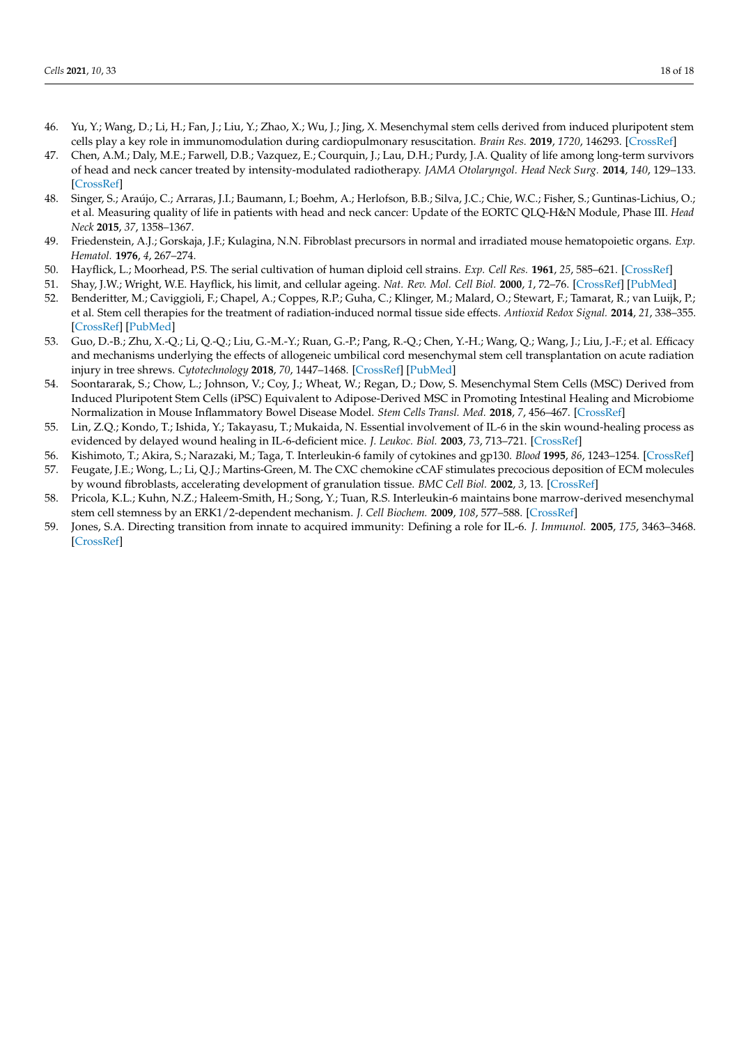46. Yu, Y.; Wang, D.; Li, H.; Fan, J.; Liu, Y.; Zhao, X.; Wu, J.; Jing, X. Mesenchymal stem cells derived from induced pluripotent stem cells play a key role in immunomodulation during cardiopulmonary resuscitation. *Brain Res.* **2019**, *1720*, 146293. [CrossRef]
47. Chen, A.M.; Daly, M.E.; Farwell, D.B.; Vazquez, E.; Courquin, J.; Lau, D.H.; Purdy, J.A. Quality of life among long-term survivors of head and neck cancer treated by intensity-modulated radiotherapy. *JAMA Otolaryngol. Head Neck Surg.* **2014**, *140*, 129–133. [CrossRef]
48. Singer, S.; Araújo, C.; Arraras, J.I.; Baumann, I.; Boehm, A.; Herlofson, B.B.; Silva, J.C.; Chie, W.C.; Fisher, S.; Guntinas-Lichius, O.; et al. Measuring quality of life in patients with head and neck cancer: Update of the EORTC QLQ-H&N Module, Phase III. *Head Neck* **2015**, *37*, 1358–1367.
49. Friedenstein, A.J.; Gorskaja, J.F.; Kulagina, N.N. Fibroblast precursors in normal and irradiated mouse hematopoietic organs. *Exp. Hematol.* **1976**, *4*, 267–274.
50. Hayflick, L.; Moorhead, P.S. The serial cultivation of human diploid cell strains. *Exp. Cell Res.* **1961**, *25*, 585–621. [CrossRef]
51. Shay, J.W.; Wright, W.E. Hayflick, his limit, and cellular ageing. *Nat. Rev. Mol. Cell Biol.* **2000**, *1*, 72–76. [CrossRef] [PubMed]
52. Benderitter, M.; Caviggioli, F.; Chapel, A.; Coppes, R.P.; Guha, C.; Klinger, M.; Malard, O.; Stewart, F.; Tamarat, R.; van Luijk, P.; et al. Stem cell therapies for the treatment of radiation-induced normal tissue side effects. *Antioxid Redox Signal.* **2014**, *21*, 338–355. [CrossRef] [PubMed]
53. Guo, D.-B.; Zhu, X.-Q.; Li, Q.-Q.; Liu, G.-M.-Y.; Ruan, G.-P.; Pang, R.-Q.; Chen, Y.-H.; Wang, Q.; Wang, J.; Liu, J.-F.; et al. Efficacy and mechanisms underlying the effects of allogeneic umbilical cord mesenchymal stem cell transplantation on acute radiation injury in tree shrews. *Cytotechnology* **2018**, *70*, 1447–1468. [CrossRef] [PubMed]
54. Soontararak, S.; Chow, L.; Johnson, V.; Coy, J.; Wheat, W.; Regan, D.; Dow, S. Mesenchymal Stem Cells (MSC) Derived from Induced Pluripotent Stem Cells (iPSC) Equivalent to Adipose-Derived MSC in Promoting Intestinal Healing and Microbiome Normalization in Mouse Inflammatory Bowel Disease Model. *Stem Cells Transl. Med.* **2018**, *7*, 456–467. [CrossRef]
55. Lin, Z.Q.; Kondo, T.; Ishida, Y.; Takayasu, T.; Mukaida, N. Essential involvement of IL-6 in the skin wound-healing process as evidenced by delayed wound healing in IL-6-deficient mice. *J. Leukoc. Biol.* **2003**, *73*, 713–721. [CrossRef]
56. Kishimoto, T.; Akira, S.; Narazaki, M.; Taga, T. Interleukin-6 family of cytokines and gp130. *Blood* **1995**, *86*, 1243–1254. [CrossRef]
57. Feugate, J.E.; Wong, L.; Li, Q.J.; Martins-Green, M. The CXC chemokine cCAF stimulates precocious deposition of ECM molecules by wound fibroblasts, accelerating development of granulation tissue. *BMC Cell Biol.* **2002**, *3*, 13. [CrossRef]
58. Pricola, K.L.; Kuhn, N.Z.; Haleem-Smith, H.; Song, Y.; Tuan, R.S. Interleukin-6 maintains bone marrow-derived mesenchymal stem cell stemness by an ERK1/2-dependent mechanism. *J. Cell Biochem.* **2009**, *108*, 577–588. [CrossRef]
59. Jones, S.A. Directing transition from innate to acquired immunity: Defining a role for IL-6. *J. Immunol.* **2005**, *175*, 3463–3468. [CrossRef]